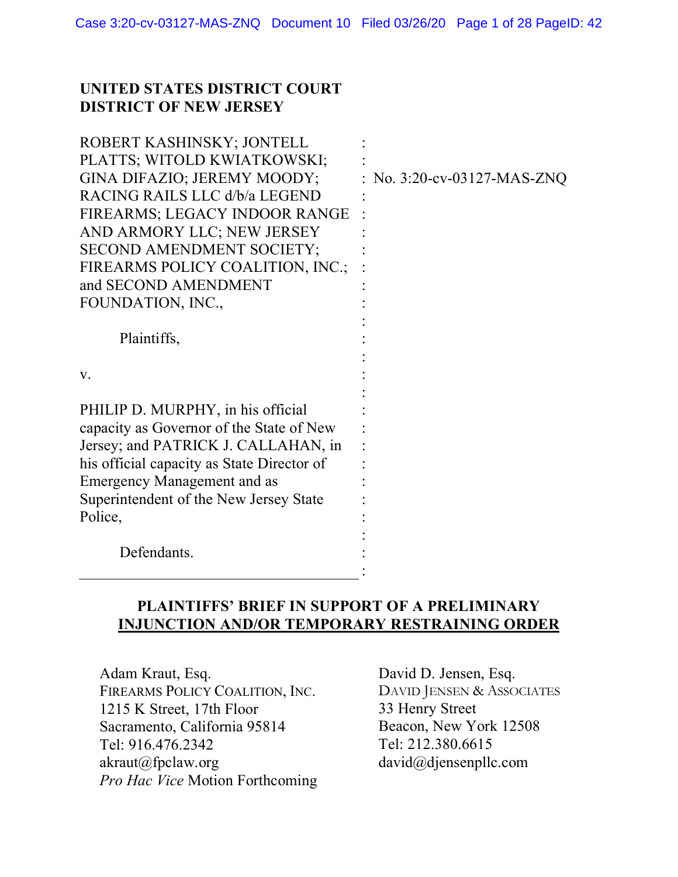**UNITED STATES DISTRICT COURT**
**DISTRICT OF NEW JERSEY**

ROBERT KASHINSKY; JONTELL PLATTS; WITOLD KWIATKOWSKI; GINA DIFAZIO; JEREMY MOODY; RACING RAILS LLC d/b/a LEGEND FIREARMS; LEGACY INDOOR RANGE AND ARMORY LLC; NEW JERSEY SECOND AMENDMENT SOCIETY; FIREARMS POLICY COALITION, INC.; and SECOND AMENDMENT FOUNDATION, INC.,

Plaintiffs,

v.

PHILIP D. MURPHY, in his official capacity as Governor of the State of New Jersey; and PATRICK J. CALLAHAN, in his official capacity as State Director of Emergency Management and as Superintendent of the New Jersey State Police,

Defendants.

No. 3:20-cv-03127-MAS-ZNQ

**PLAINTIFFS' BRIEF IN SUPPORT OF A PRELIMINARY INJUNCTION AND/OR TEMPORARY RESTRAINING ORDER**

Adam Kraut, Esq.
FIREARMS POLICY COALITION, INC.
1215 K Street, 17th Floor
Sacramento, California 95814
Tel: 916.476.2342
akraut@fpclaw.org
*Pro Hac Vice* Motion Forthcoming

David D. Jensen, Esq.
DAVID JENSEN & ASSOCIATES
33 Henry Street
Beacon, New York 12508
Tel: 212.380.6615
david@djensenpllc.com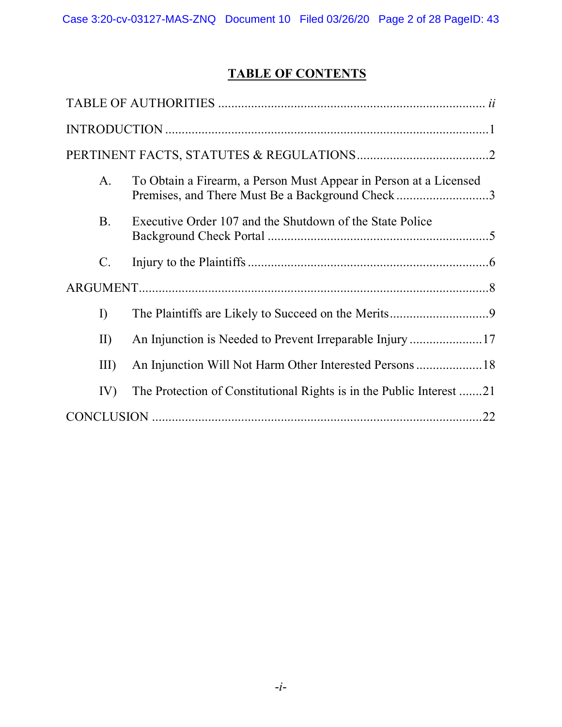# TABLE OF CONTENTS

TABLE OF AUTHORITIES ................................................................................ *ii*

INTRODUCTION ................................................................................................1

PERTINENT FACTS, STATUTES & REGULATIONS.......................................2

A. To Obtain a Firearm, a Person Must Appear in Person at a Licensed Premises, and There Must Be a Background Check ............................3

B. Executive Order 107 and the Shutdown of the State Police Background Check Portal ...................................................................5

C. Injury to the Plaintiffs ........................................................................6

ARGUMENT........................................................................................................8

I) The Plaintiffs are Likely to Succeed on the Merits..............................9

II) An Injunction is Needed to Prevent Irreparable Injury ......................17

III) An Injunction Will Not Harm Other Interested Persons ....................18

IV) The Protection of Constitutional Rights is in the Public Interest .......21

CONCLUSION ....................................................................................................22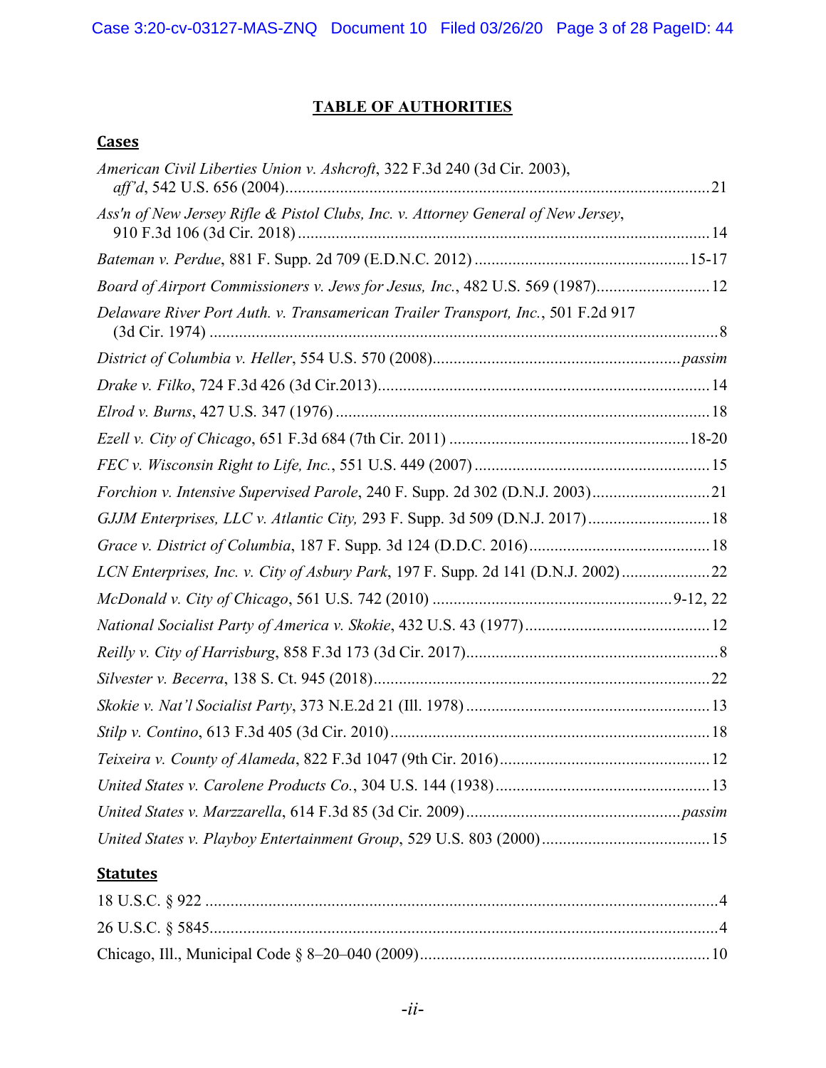## TABLE OF AUTHORITIES

### Cases

*American Civil Liberties Union v. Ashcroft*, 322 F.3d 240 (3d Cir. 2003), *aff'd*, 542 U.S. 656 (2004) ........................ 21

*Ass'n of New Jersey Rifle & Pistol Clubs, Inc. v. Attorney General of New Jersey*, 910 F.3d 106 (3d Cir. 2018) ........................ 14

*Bateman v. Perdue*, 881 F. Supp. 2d 709 (E.D.N.C. 2012) ........................ 15-17

*Board of Airport Commissioners v. Jews for Jesus, Inc.*, 482 U.S. 569 (1987) ........................ 12

*Delaware River Port Auth. v. Transamerican Trailer Transport, Inc.*, 501 F.2d 917 (3d Cir. 1974) ........................ 8

*District of Columbia v. Heller*, 554 U.S. 570 (2008) ........................ *passim*

*Drake v. Filko*, 724 F.3d 426 (3d Cir.2013) ........................ 14

*Elrod v. Burns*, 427 U.S. 347 (1976) ........................ 18

*Ezell v. City of Chicago*, 651 F.3d 684 (7th Cir. 2011) ........................ 18-20

*FEC v. Wisconsin Right to Life, Inc.*, 551 U.S. 449 (2007) ........................ 15

*Forchion v. Intensive Supervised Parole*, 240 F. Supp. 2d 302 (D.N.J. 2003) ........................ 21

*GJJM Enterprises, LLC v. Atlantic City*, 293 F. Supp. 3d 509 (D.N.J. 2017) ........................ 18

*Grace v. District of Columbia*, 187 F. Supp. 3d 124 (D.D.C. 2016) ........................ 18

*LCN Enterprises, Inc. v. City of Asbury Park*, 197 F. Supp. 2d 141 (D.N.J. 2002) ........................ 22

*McDonald v. City of Chicago*, 561 U.S. 742 (2010) ........................ 9-12, 22

*National Socialist Party of America v. Skokie*, 432 U.S. 43 (1977) ........................ 12

*Reilly v. City of Harrisburg*, 858 F.3d 173 (3d Cir. 2017) ........................ 8

*Silvester v. Becerra*, 138 S. Ct. 945 (2018) ........................ 22

*Skokie v. Nat'l Socialist Party*, 373 N.E.2d 21 (Ill. 1978) ........................ 13

*Stilp v. Contino*, 613 F.3d 405 (3d Cir. 2010) ........................ 18

*Teixeira v. County of Alameda*, 822 F.3d 1047 (9th Cir. 2016) ........................ 12

*United States v. Carolene Products Co.*, 304 U.S. 144 (1938) ........................ 13

*United States v. Marzzarella*, 614 F.3d 85 (3d Cir. 2009) ........................ *passim*

*United States v. Playboy Entertainment Group*, 529 U.S. 803 (2000) ........................ 15

### Statutes

18 U.S.C. § 922 ........................ 4

26 U.S.C. § 5845 ........................ 4

Chicago, Ill., Municipal Code § 8–20–040 (2009) ........................ 10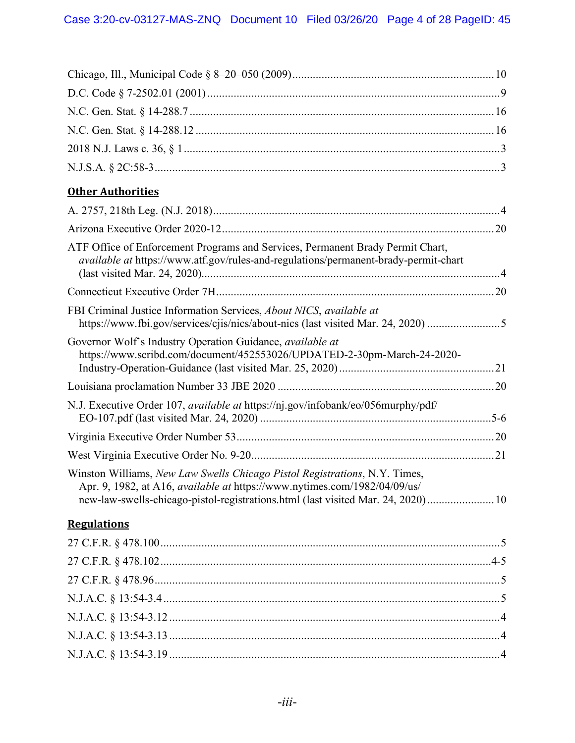Chicago, Ill., Municipal Code § 8–20–050 (2009) .......... 10

D.C. Code § 7-2502.01 (2001) .......... 9

N.C. Gen. Stat. § 14-288.7 .......... 16

N.C. Gen. Stat. § 14-288.12 .......... 16

2018 N.J. Laws c. 36, § 1 .......... 3

N.J.S.A. § 2C:58-3 .......... 3

## Other Authorities

A. 2757, 218th Leg. (N.J. 2018) .......... 4

Arizona Executive Order 2020-12 .......... 20

ATF Office of Enforcement Programs and Services, Permanent Brady Permit Chart, *available at* https://www.atf.gov/rules-and-regulations/permanent-brady-permit-chart (last visited Mar. 24, 2020) .......... 4

Connecticut Executive Order 7H .......... 20

FBI Criminal Justice Information Services, *About NICS*, *available at* https://www.fbi.gov/services/cjis/nics/about-nics (last visited Mar. 24, 2020) .......... 5

Governor Wolf's Industry Operation Guidance, *available at* https://www.scribd.com/document/452553026/UPDATED-2-30pm-March-24-2020-Industry-Operation-Guidance (last visited Mar. 25, 2020) .......... 21

Louisiana proclamation Number 33 JBE 2020 .......... 20

N.J. Executive Order 107, *available at* https://nj.gov/infobank/eo/056murphy/pdf/EO-107.pdf (last visited Mar. 24, 2020) .......... 5-6

Virginia Executive Order Number 53 .......... 20

West Virginia Executive Order No. 9-20 .......... 21

Winston Williams, *New Law Swells Chicago Pistol Registrations*, N.Y. Times, Apr. 9, 1982, at A16, *available at* https://www.nytimes.com/1982/04/09/us/new-law-swells-chicago-pistol-registrations.html (last visited Mar. 24, 2020) .......... 10

## Regulations

27 C.F.R. § 478.100 .......... 5

27 C.F.R. § 478.102 .......... 4-5

27 C.F.R. § 478.96 .......... 5

N.J.A.C. § 13:54-3.4 .......... 5

N.J.A.C. § 13:54-3.12 .......... 4

N.J.A.C. § 13:54-3.13 .......... 4

N.J.A.C. § 13:54-3.19 .......... 4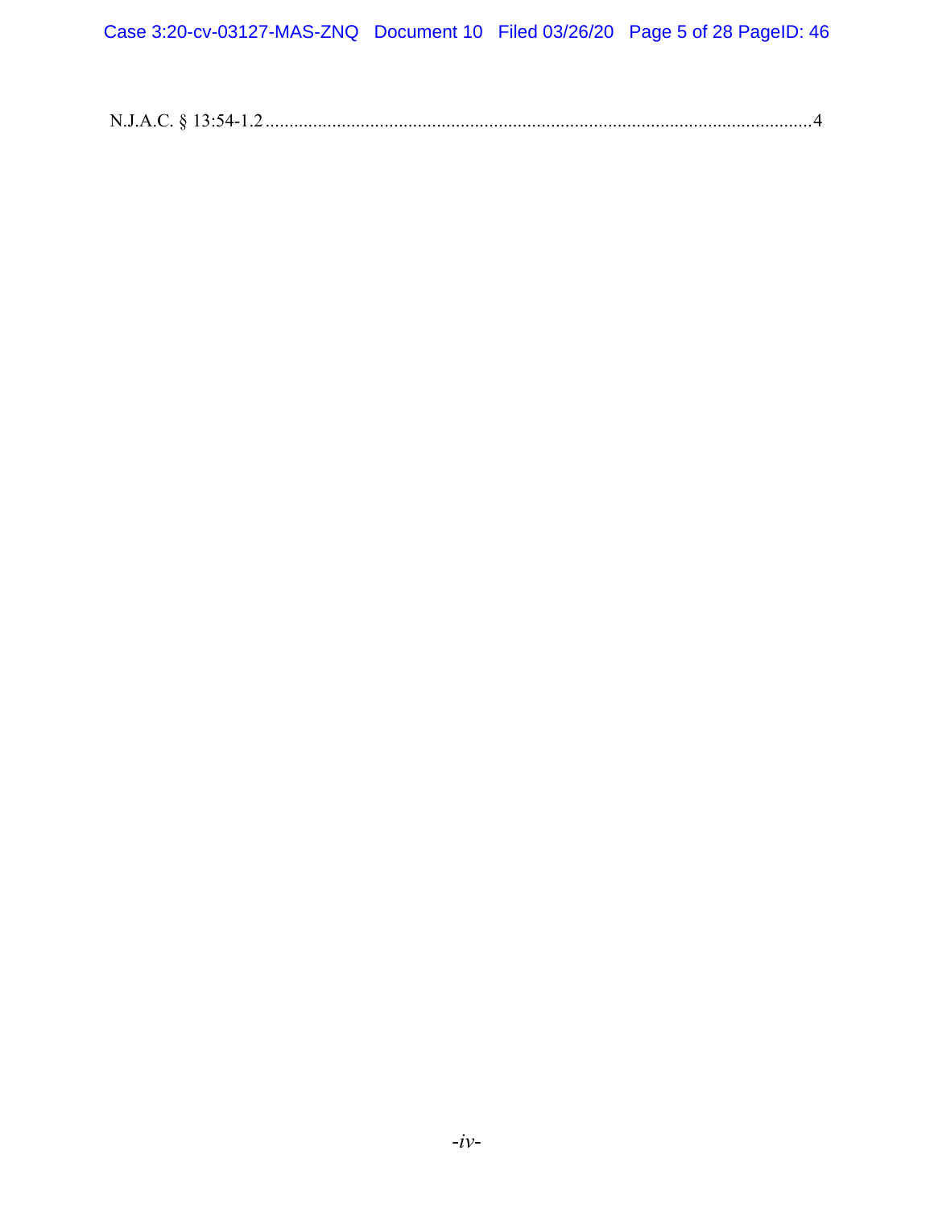N.J.A.C. § 13:54-1.2 ........................................................................................................................4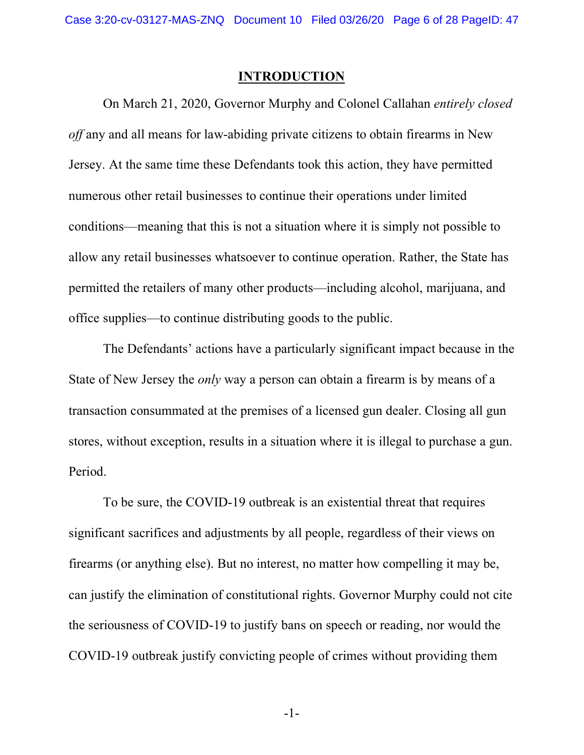## INTRODUCTION

On March 21, 2020, Governor Murphy and Colonel Callahan *entirely closed off* any and all means for law-abiding private citizens to obtain firearms in New Jersey. At the same time these Defendants took this action, they have permitted numerous other retail businesses to continue their operations under limited conditions—meaning that this is not a situation where it is simply not possible to allow any retail businesses whatsoever to continue operation. Rather, the State has permitted the retailers of many other products—including alcohol, marijuana, and office supplies—to continue distributing goods to the public.

The Defendants' actions have a particularly significant impact because in the State of New Jersey the *only* way a person can obtain a firearm is by means of a transaction consummated at the premises of a licensed gun dealer. Closing all gun stores, without exception, results in a situation where it is illegal to purchase a gun. Period.

To be sure, the COVID-19 outbreak is an existential threat that requires significant sacrifices and adjustments by all people, regardless of their views on firearms (or anything else). But no interest, no matter how compelling it may be, can justify the elimination of constitutional rights. Governor Murphy could not cite the seriousness of COVID-19 to justify bans on speech or reading, nor would the COVID-19 outbreak justify convicting people of crimes without providing them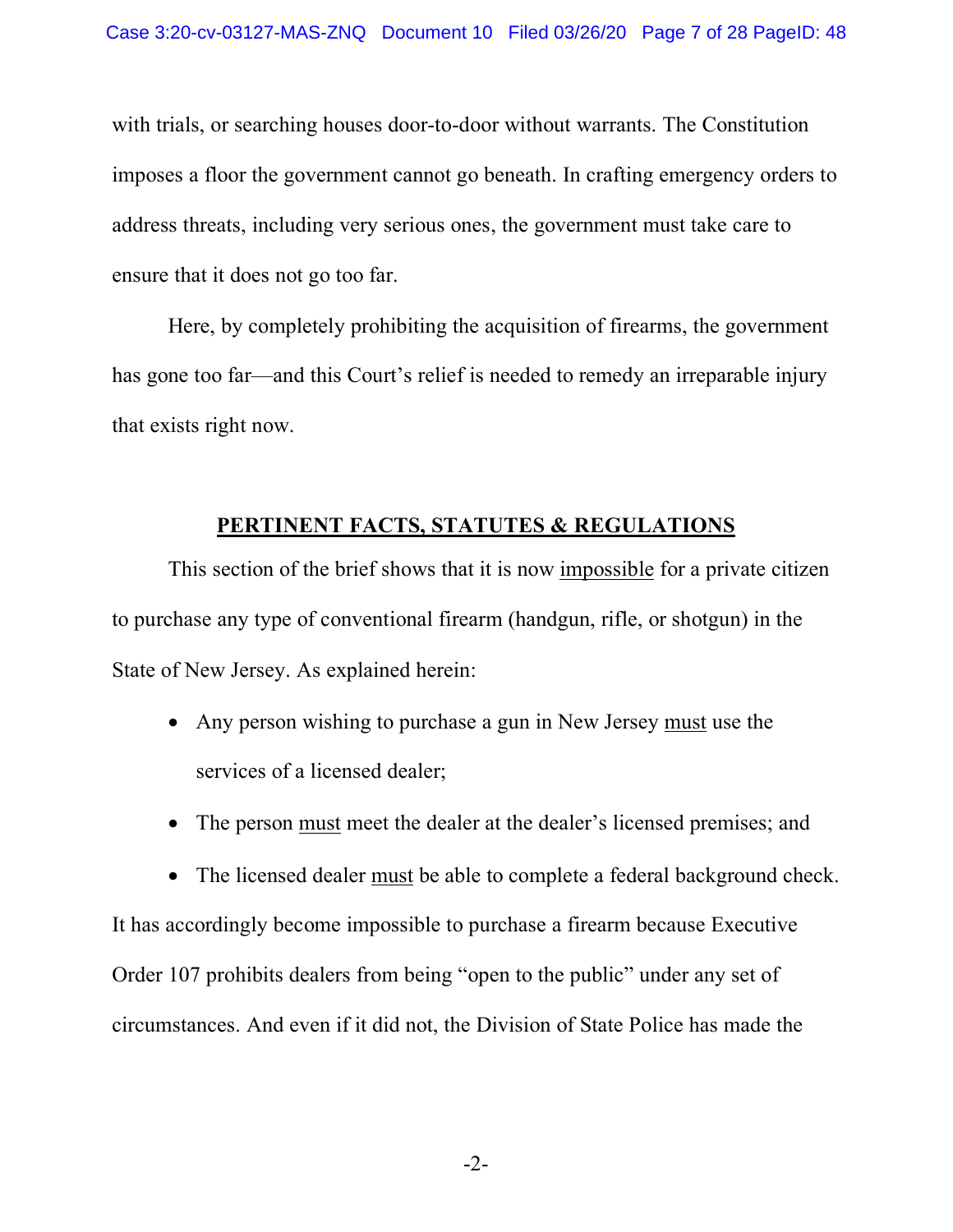with trials, or searching houses door-to-door without warrants. The Constitution imposes a floor the government cannot go beneath. In crafting emergency orders to address threats, including very serious ones, the government must take care to ensure that it does not go too far.

Here, by completely prohibiting the acquisition of firearms, the government has gone too far—and this Court's relief is needed to remedy an irreparable injury that exists right now.

## PERTINENT FACTS, STATUTES & REGULATIONS

This section of the brief shows that it is now impossible for a private citizen to purchase any type of conventional firearm (handgun, rifle, or shotgun) in the State of New Jersey. As explained herein:

- Any person wishing to purchase a gun in New Jersey must use the services of a licensed dealer;
- The person must meet the dealer at the dealer's licensed premises; and
- The licensed dealer must be able to complete a federal background check.

It has accordingly become impossible to purchase a firearm because Executive Order 107 prohibits dealers from being "open to the public" under any set of circumstances. And even if it did not, the Division of State Police has made the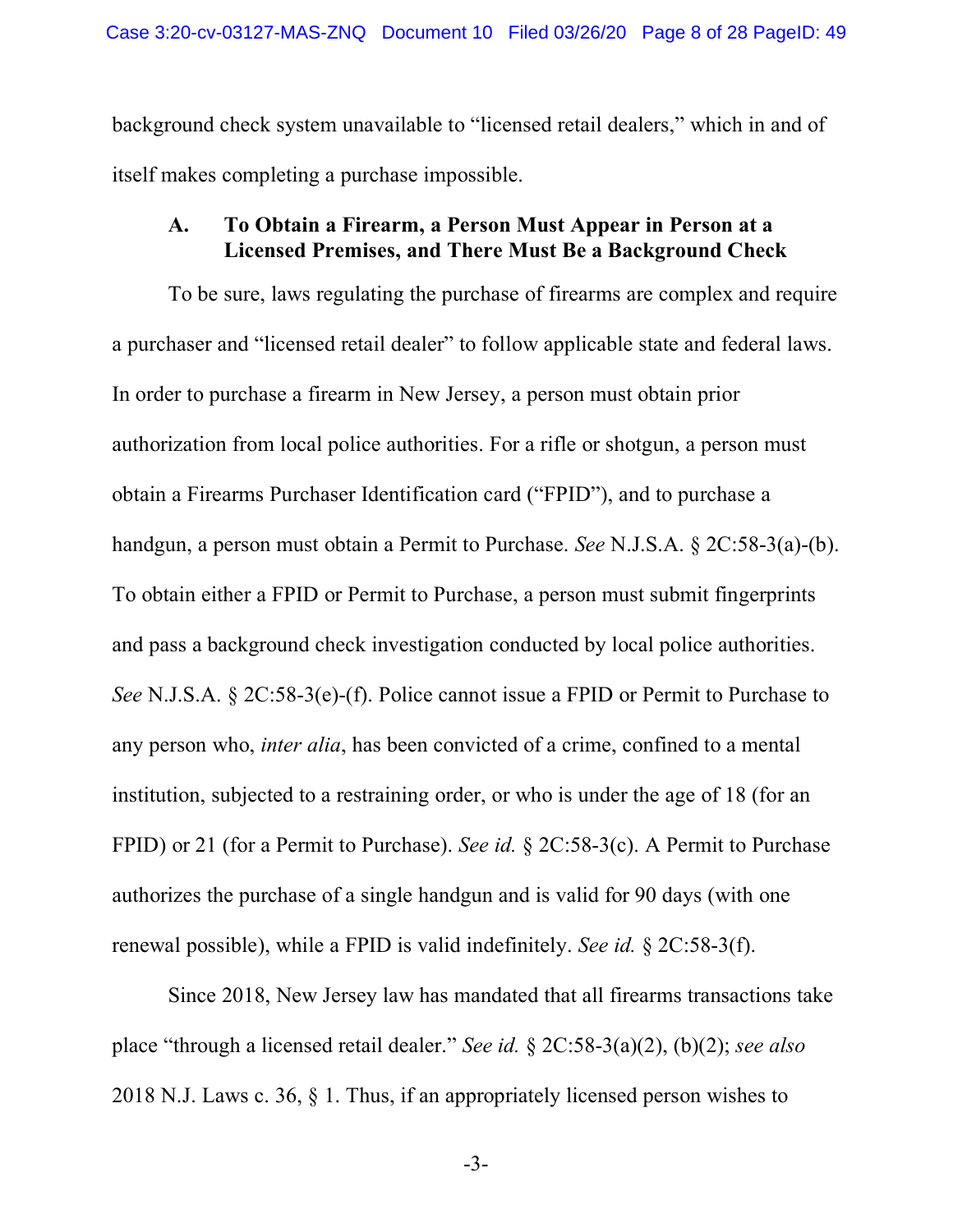background check system unavailable to "licensed retail dealers," which in and of itself makes completing a purchase impossible.

### A. To Obtain a Firearm, a Person Must Appear in Person at a Licensed Premises, and There Must Be a Background Check

To be sure, laws regulating the purchase of firearms are complex and require a purchaser and "licensed retail dealer" to follow applicable state and federal laws. In order to purchase a firearm in New Jersey, a person must obtain prior authorization from local police authorities. For a rifle or shotgun, a person must obtain a Firearms Purchaser Identification card ("FPID"), and to purchase a handgun, a person must obtain a Permit to Purchase. *See* N.J.S.A. § 2C:58-3(a)-(b). To obtain either a FPID or Permit to Purchase, a person must submit fingerprints and pass a background check investigation conducted by local police authorities. *See* N.J.S.A. § 2C:58-3(e)-(f). Police cannot issue a FPID or Permit to Purchase to any person who, *inter alia*, has been convicted of a crime, confined to a mental institution, subjected to a restraining order, or who is under the age of 18 (for an FPID) or 21 (for a Permit to Purchase). *See id.* § 2C:58-3(c). A Permit to Purchase authorizes the purchase of a single handgun and is valid for 90 days (with one renewal possible), while a FPID is valid indefinitely. *See id.* § 2C:58-3(f).

Since 2018, New Jersey law has mandated that all firearms transactions take place "through a licensed retail dealer." *See id.* § 2C:58-3(a)(2), (b)(2); *see also* 2018 N.J. Laws c. 36, § 1. Thus, if an appropriately licensed person wishes to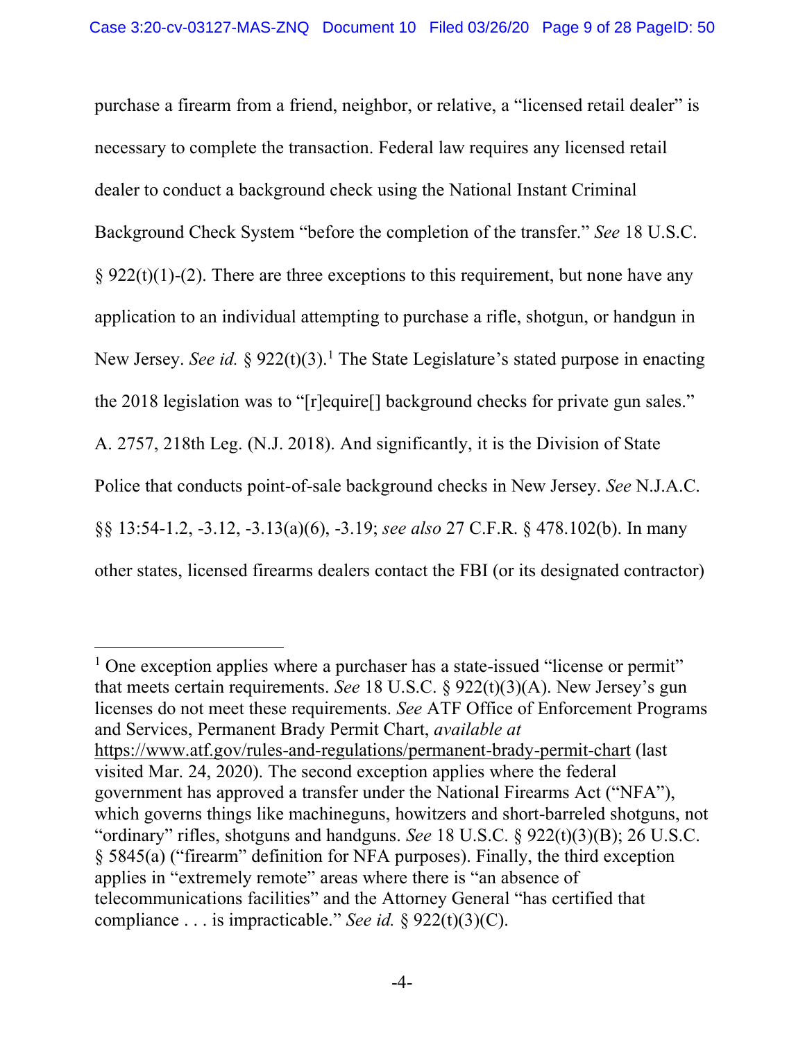purchase a firearm from a friend, neighbor, or relative, a "licensed retail dealer" is necessary to complete the transaction. Federal law requires any licensed retail dealer to conduct a background check using the National Instant Criminal Background Check System "before the completion of the transfer." *See* 18 U.S.C. § 922(t)(1)-(2). There are three exceptions to this requirement, but none have any application to an individual attempting to purchase a rifle, shotgun, or handgun in New Jersey. *See id.* § 922(t)(3).[1] The State Legislature's stated purpose in enacting the 2018 legislation was to "[r]equire[] background checks for private gun sales." A. 2757, 218th Leg. (N.J. 2018). And significantly, it is the Division of State Police that conducts point-of-sale background checks in New Jersey. *See* N.J.A.C. §§ 13:54-1.2, -3.12, -3.13(a)(6), -3.19; *see also* 27 C.F.R. § 478.102(b). In many other states, licensed firearms dealers contact the FBI (or its designated contractor)

---

[1] One exception applies where a purchaser has a state-issued "license or permit" that meets certain requirements. *See* 18 U.S.C. § 922(t)(3)(A). New Jersey's gun licenses do not meet these requirements. *See* ATF Office of Enforcement Programs and Services, Permanent Brady Permit Chart, *available at* https://www.atf.gov/rules-and-regulations/permanent-brady-permit-chart (last visited Mar. 24, 2020). The second exception applies where the federal government has approved a transfer under the National Firearms Act ("NFA"), which governs things like machineguns, howitzers and short-barreled shotguns, not "ordinary" rifles, shotguns and handguns. *See* 18 U.S.C. § 922(t)(3)(B); 26 U.S.C. § 5845(a) ("firearm" definition for NFA purposes). Finally, the third exception applies in "extremely remote" areas where there is "an absence of telecommunications facilities" and the Attorney General "has certified that compliance . . . is impracticable." *See id.* § 922(t)(3)(C).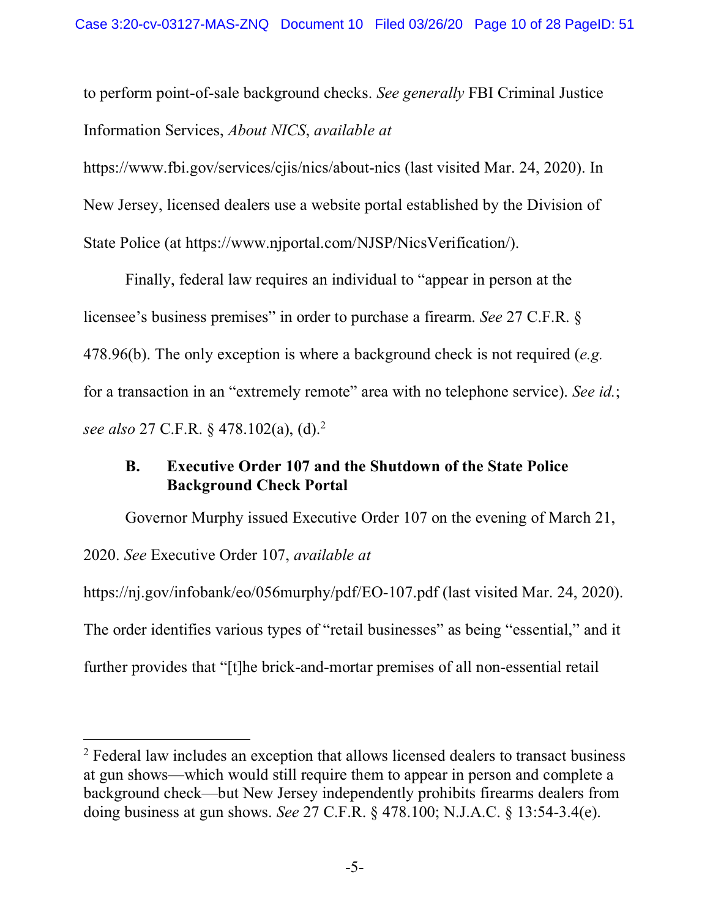to perform point-of-sale background checks. *See generally* FBI Criminal Justice Information Services, *About NICS*, *available at* https://www.fbi.gov/services/cjis/nics/about-nics (last visited Mar. 24, 2020). In New Jersey, licensed dealers use a website portal established by the Division of State Police (at https://www.njportal.com/NJSP/NicsVerification/).

Finally, federal law requires an individual to "appear in person at the licensee's business premises" in order to purchase a firearm. *See* 27 C.F.R. § 478.96(b). The only exception is where a background check is not required (*e.g.* for a transaction in an "extremely remote" area with no telephone service). *See id.*; *see also* 27 C.F.R. § 478.102(a), (d).[2]

### B. Executive Order 107 and the Shutdown of the State Police Background Check Portal

Governor Murphy issued Executive Order 107 on the evening of March 21, 2020. *See* Executive Order 107, *available at* https://nj.gov/infobank/eo/056murphy/pdf/EO-107.pdf (last visited Mar. 24, 2020). The order identifies various types of "retail businesses" as being "essential," and it further provides that "[t]he brick-and-mortar premises of all non-essential retail

---

[2] Federal law includes an exception that allows licensed dealers to transact business at gun shows—which would still require them to appear in person and complete a background check—but New Jersey independently prohibits firearms dealers from doing business at gun shows. *See* 27 C.F.R. § 478.100; N.J.A.C. § 13:54-3.4(e).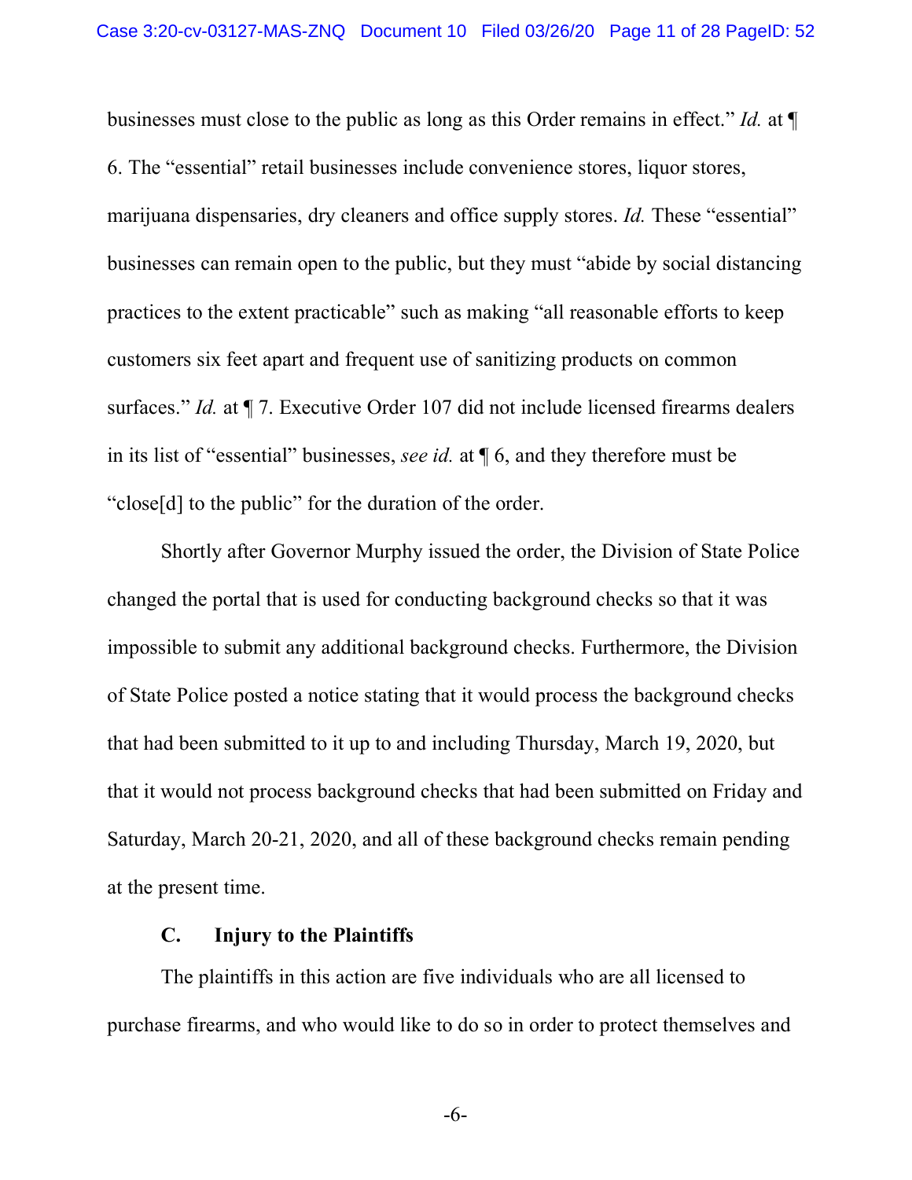businesses must close to the public as long as this Order remains in effect." *Id.* at ¶ 6. The "essential" retail businesses include convenience stores, liquor stores, marijuana dispensaries, dry cleaners and office supply stores. *Id.* These "essential" businesses can remain open to the public, but they must "abide by social distancing practices to the extent practicable" such as making "all reasonable efforts to keep customers six feet apart and frequent use of sanitizing products on common surfaces." *Id.* at ¶ 7. Executive Order 107 did not include licensed firearms dealers in its list of "essential" businesses, *see id.* at ¶ 6, and they therefore must be "close[d] to the public" for the duration of the order.

Shortly after Governor Murphy issued the order, the Division of State Police changed the portal that is used for conducting background checks so that it was impossible to submit any additional background checks. Furthermore, the Division of State Police posted a notice stating that it would process the background checks that had been submitted to it up to and including Thursday, March 19, 2020, but that it would not process background checks that had been submitted on Friday and Saturday, March 20-21, 2020, and all of these background checks remain pending at the present time.

### C. Injury to the Plaintiffs

The plaintiffs in this action are five individuals who are all licensed to purchase firearms, and who would like to do so in order to protect themselves and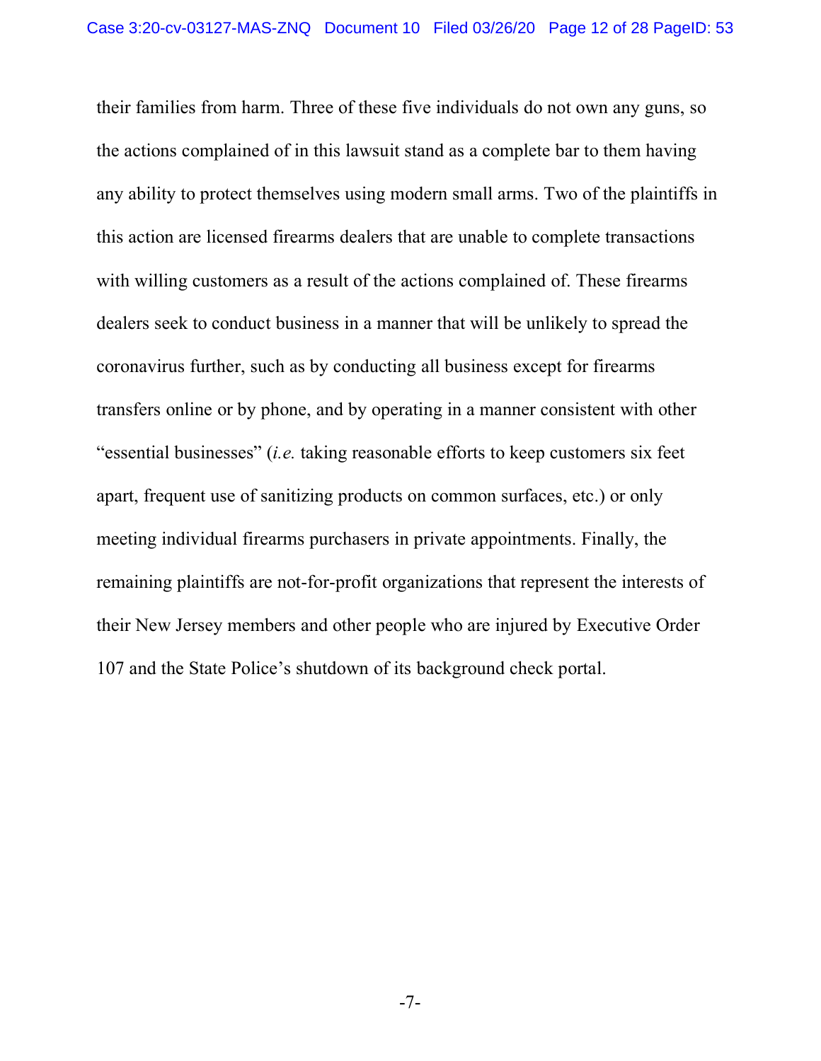their families from harm. Three of these five individuals do not own any guns, so the actions complained of in this lawsuit stand as a complete bar to them having any ability to protect themselves using modern small arms. Two of the plaintiffs in this action are licensed firearms dealers that are unable to complete transactions with willing customers as a result of the actions complained of. These firearms dealers seek to conduct business in a manner that will be unlikely to spread the coronavirus further, such as by conducting all business except for firearms transfers online or by phone, and by operating in a manner consistent with other "essential businesses" (*i.e.* taking reasonable efforts to keep customers six feet apart, frequent use of sanitizing products on common surfaces, etc.) or only meeting individual firearms purchasers in private appointments. Finally, the remaining plaintiffs are not-for-profit organizations that represent the interests of their New Jersey members and other people who are injured by Executive Order 107 and the State Police's shutdown of its background check portal.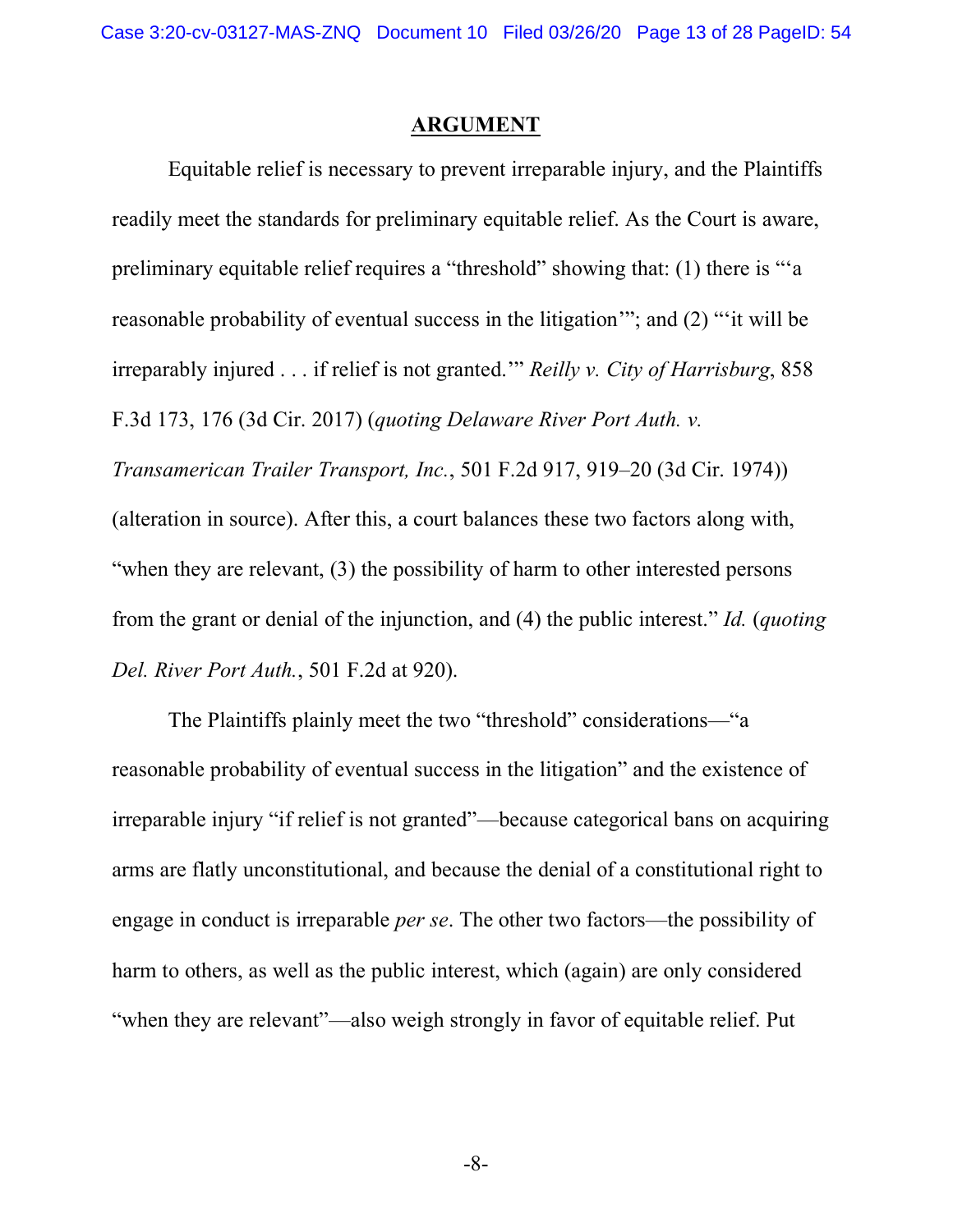## ARGUMENT

Equitable relief is necessary to prevent irreparable injury, and the Plaintiffs readily meet the standards for preliminary equitable relief. As the Court is aware, preliminary equitable relief requires a "threshold" showing that: (1) there is "'a reasonable probability of eventual success in the litigation'"; and (2) "'it will be irreparably injured . . . if relief is not granted.'" *Reilly v. City of Harrisburg*, 858 F.3d 173, 176 (3d Cir. 2017) (*quoting Delaware River Port Auth. v. Transamerican Trailer Transport, Inc.*, 501 F.2d 917, 919–20 (3d Cir. 1974)) (alteration in source). After this, a court balances these two factors along with, "when they are relevant, (3) the possibility of harm to other interested persons from the grant or denial of the injunction, and (4) the public interest." *Id.* (*quoting Del. River Port Auth.*, 501 F.2d at 920).

The Plaintiffs plainly meet the two "threshold" considerations—"a reasonable probability of eventual success in the litigation" and the existence of irreparable injury "if relief is not granted"—because categorical bans on acquiring arms are flatly unconstitutional, and because the denial of a constitutional right to engage in conduct is irreparable *per se*. The other two factors—the possibility of harm to others, as well as the public interest, which (again) are only considered "when they are relevant"—also weigh strongly in favor of equitable relief. Put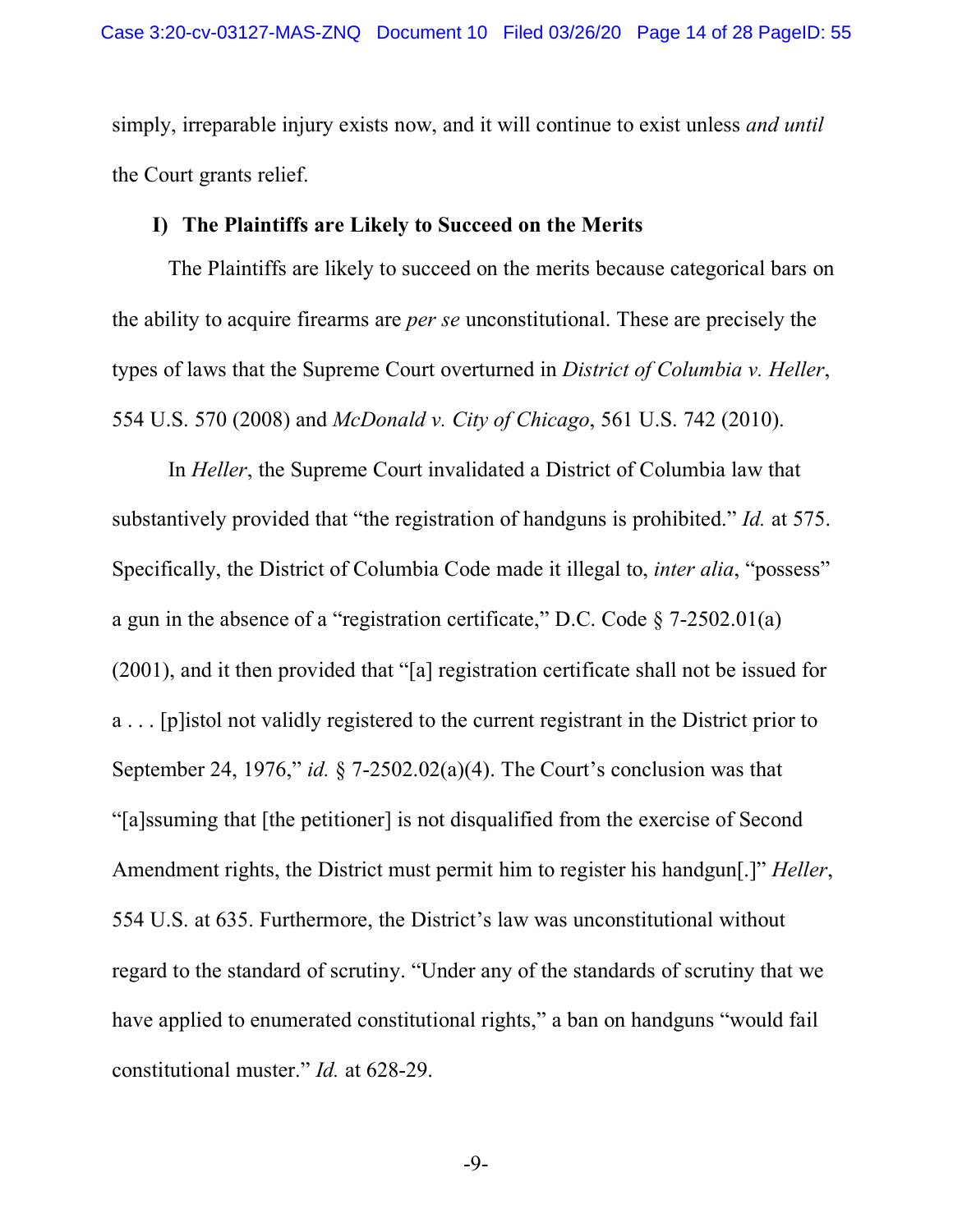simply, irreparable injury exists now, and it will continue to exist unless *and until* the Court grants relief.

### I) The Plaintiffs are Likely to Succeed on the Merits

The Plaintiffs are likely to succeed on the merits because categorical bars on the ability to acquire firearms are *per se* unconstitutional. These are precisely the types of laws that the Supreme Court overturned in *District of Columbia v. Heller*, 554 U.S. 570 (2008) and *McDonald v. City of Chicago*, 561 U.S. 742 (2010).

In *Heller*, the Supreme Court invalidated a District of Columbia law that substantively provided that "the registration of handguns is prohibited." *Id.* at 575. Specifically, the District of Columbia Code made it illegal to, *inter alia*, "possess" a gun in the absence of a "registration certificate," D.C. Code § 7-2502.01(a) (2001), and it then provided that "[a] registration certificate shall not be issued for a . . . [p]istol not validly registered to the current registrant in the District prior to September 24, 1976," *id.* § 7-2502.02(a)(4). The Court's conclusion was that "[a]ssuming that [the petitioner] is not disqualified from the exercise of Second Amendment rights, the District must permit him to register his handgun[.]" *Heller*, 554 U.S. at 635. Furthermore, the District's law was unconstitutional without regard to the standard of scrutiny. "Under any of the standards of scrutiny that we have applied to enumerated constitutional rights," a ban on handguns "would fail constitutional muster." *Id.* at 628-29.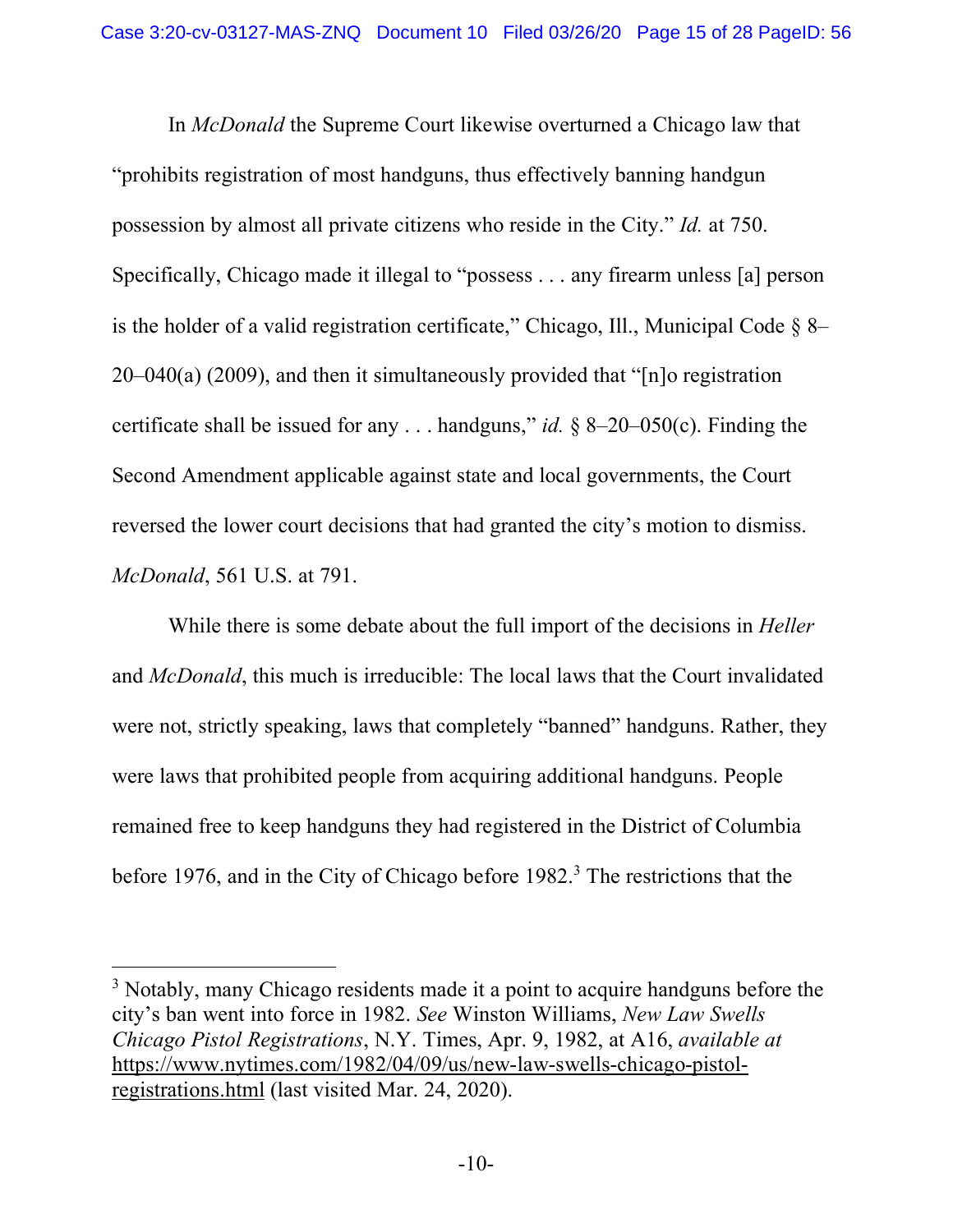In *McDonald* the Supreme Court likewise overturned a Chicago law that "prohibits registration of most handguns, thus effectively banning handgun possession by almost all private citizens who reside in the City." *Id.* at 750. Specifically, Chicago made it illegal to "possess . . . any firearm unless [a] person is the holder of a valid registration certificate," Chicago, Ill., Municipal Code § 8–20–040(a) (2009), and then it simultaneously provided that "[n]o registration certificate shall be issued for any . . . handguns," *id.* § 8–20–050(c). Finding the Second Amendment applicable against state and local governments, the Court reversed the lower court decisions that had granted the city's motion to dismiss. *McDonald*, 561 U.S. at 791.

While there is some debate about the full import of the decisions in *Heller* and *McDonald*, this much is irreducible: The local laws that the Court invalidated were not, strictly speaking, laws that completely "banned" handguns. Rather, they were laws that prohibited people from acquiring additional handguns. People remained free to keep handguns they had registered in the District of Columbia before 1976, and in the City of Chicago before 1982.[3] The restrictions that the

---

[3] Notably, many Chicago residents made it a point to acquire handguns before the city's ban went into force in 1982. *See* Winston Williams, *New Law Swells Chicago Pistol Registrations*, N.Y. Times, Apr. 9, 1982, at A16, *available at* https://www.nytimes.com/1982/04/09/us/new-law-swells-chicago-pistol-registrations.html (last visited Mar. 24, 2020).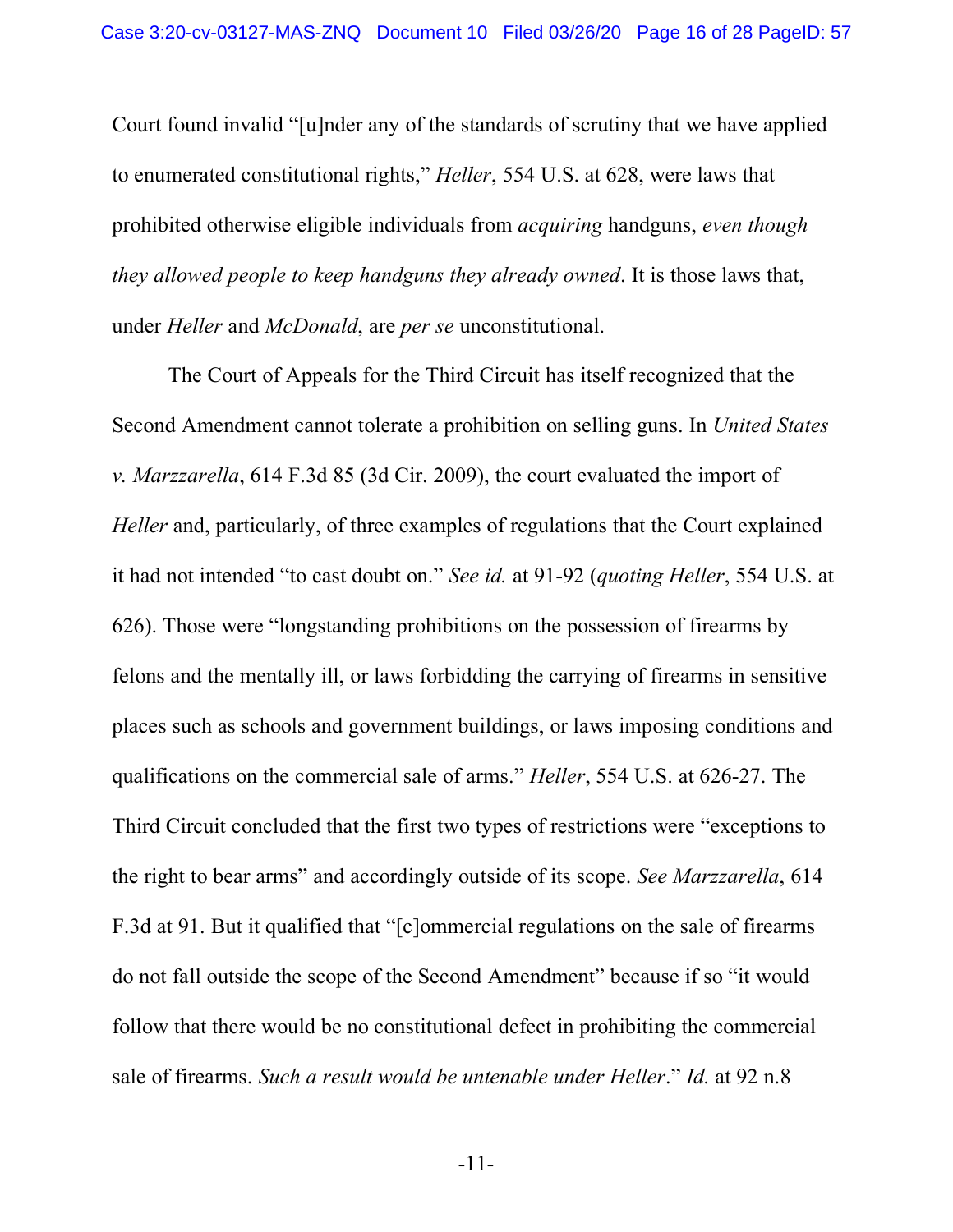Court found invalid "[u]nder any of the standards of scrutiny that we have applied to enumerated constitutional rights," *Heller*, 554 U.S. at 628, were laws that prohibited otherwise eligible individuals from *acquiring* handguns, *even though they allowed people to keep handguns they already owned*. It is those laws that, under *Heller* and *McDonald*, are *per se* unconstitutional.

The Court of Appeals for the Third Circuit has itself recognized that the Second Amendment cannot tolerate a prohibition on selling guns. In *United States v. Marzzarella*, 614 F.3d 85 (3d Cir. 2009), the court evaluated the import of *Heller* and, particularly, of three examples of regulations that the Court explained it had not intended "to cast doubt on." *See id.* at 91-92 (*quoting Heller*, 554 U.S. at 626). Those were "longstanding prohibitions on the possession of firearms by felons and the mentally ill, or laws forbidding the carrying of firearms in sensitive places such as schools and government buildings, or laws imposing conditions and qualifications on the commercial sale of arms." *Heller*, 554 U.S. at 626-27. The Third Circuit concluded that the first two types of restrictions were "exceptions to the right to bear arms" and accordingly outside of its scope. *See Marzzarella*, 614 F.3d at 91. But it qualified that "[c]ommercial regulations on the sale of firearms do not fall outside the scope of the Second Amendment" because if so "it would follow that there would be no constitutional defect in prohibiting the commercial sale of firearms. *Such a result would be untenable under Heller*." *Id.* at 92 n.8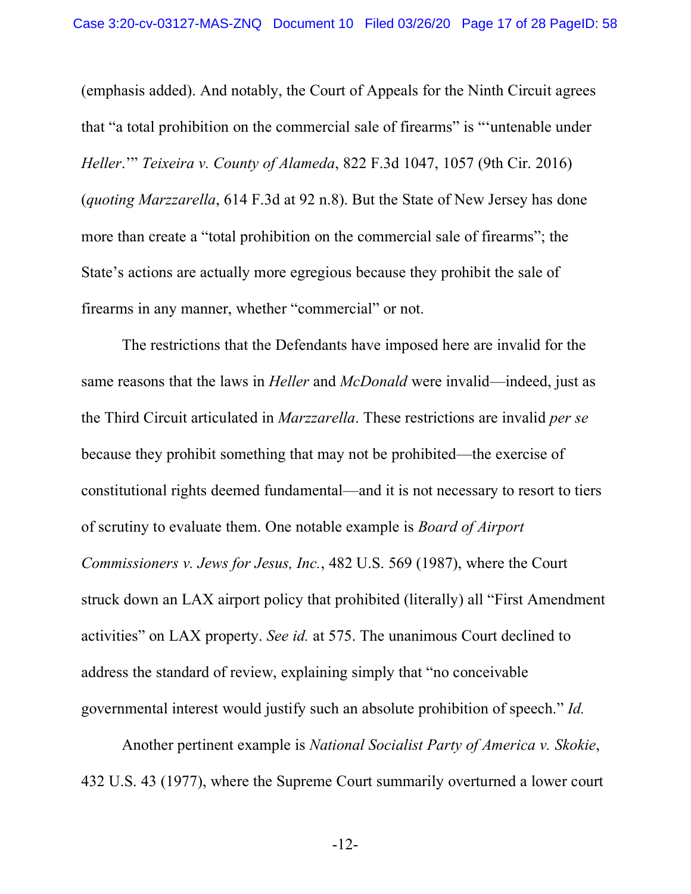(emphasis added). And notably, the Court of Appeals for the Ninth Circuit agrees that "a total prohibition on the commercial sale of firearms" is "'untenable under *Heller*.'" *Teixeira v. County of Alameda*, 822 F.3d 1047, 1057 (9th Cir. 2016) (*quoting Marzzarella*, 614 F.3d at 92 n.8). But the State of New Jersey has done more than create a "total prohibition on the commercial sale of firearms"; the State's actions are actually more egregious because they prohibit the sale of firearms in any manner, whether "commercial" or not.

The restrictions that the Defendants have imposed here are invalid for the same reasons that the laws in *Heller* and *McDonald* were invalid—indeed, just as the Third Circuit articulated in *Marzzarella*. These restrictions are invalid *per se* because they prohibit something that may not be prohibited—the exercise of constitutional rights deemed fundamental—and it is not necessary to resort to tiers of scrutiny to evaluate them. One notable example is *Board of Airport Commissioners v. Jews for Jesus, Inc.*, 482 U.S. 569 (1987), where the Court struck down an LAX airport policy that prohibited (literally) all "First Amendment activities" on LAX property. *See id.* at 575. The unanimous Court declined to address the standard of review, explaining simply that "no conceivable governmental interest would justify such an absolute prohibition of speech." *Id.*

Another pertinent example is *National Socialist Party of America v. Skokie*, 432 U.S. 43 (1977), where the Supreme Court summarily overturned a lower court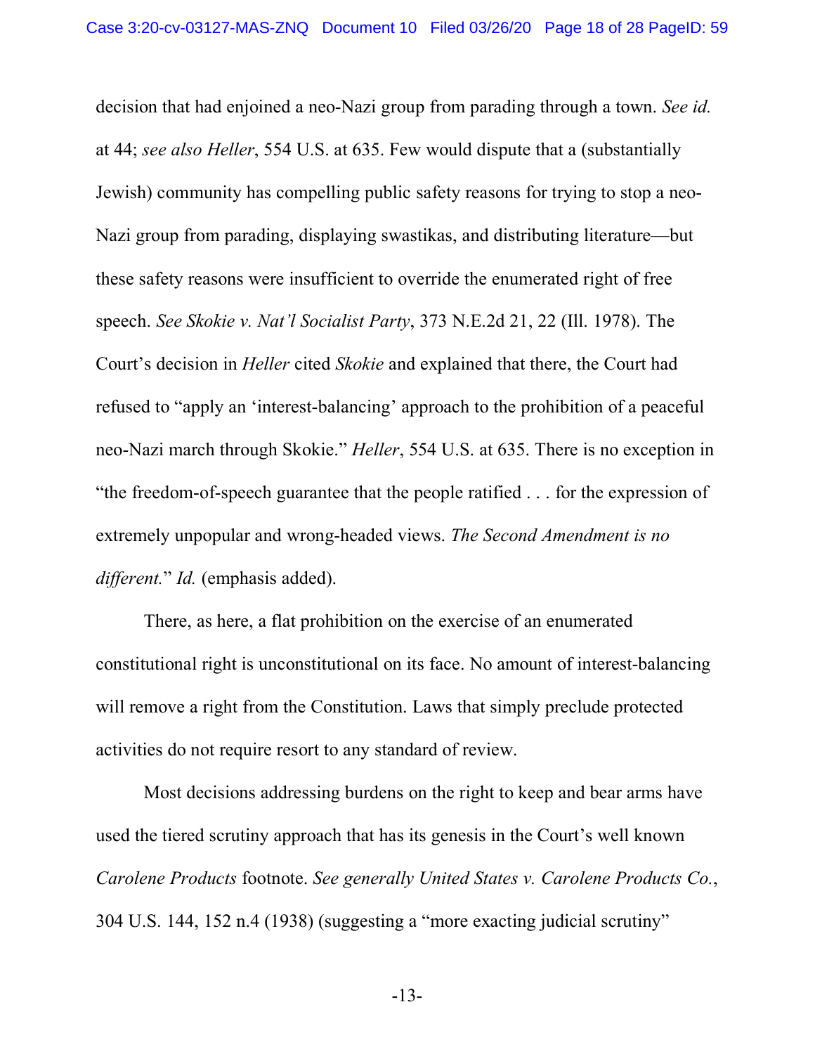decision that had enjoined a neo-Nazi group from parading through a town. *See id.* at 44; *see also Heller*, 554 U.S. at 635. Few would dispute that a (substantially Jewish) community has compelling public safety reasons for trying to stop a neo-Nazi group from parading, displaying swastikas, and distributing literature—but these safety reasons were insufficient to override the enumerated right of free speech. *See Skokie v. Nat'l Socialist Party*, 373 N.E.2d 21, 22 (Ill. 1978). The Court's decision in *Heller* cited *Skokie* and explained that there, the Court had refused to "apply an 'interest-balancing' approach to the prohibition of a peaceful neo-Nazi march through Skokie." *Heller*, 554 U.S. at 635. There is no exception in "the freedom-of-speech guarantee that the people ratified . . . for the expression of extremely unpopular and wrong-headed views. *The Second Amendment is no different.*" *Id.* (emphasis added).

There, as here, a flat prohibition on the exercise of an enumerated constitutional right is unconstitutional on its face. No amount of interest-balancing will remove a right from the Constitution. Laws that simply preclude protected activities do not require resort to any standard of review.

Most decisions addressing burdens on the right to keep and bear arms have used the tiered scrutiny approach that has its genesis in the Court's well known *Carolene Products* footnote. *See generally United States v. Carolene Products Co.*, 304 U.S. 144, 152 n.4 (1938) (suggesting a "more exacting judicial scrutiny"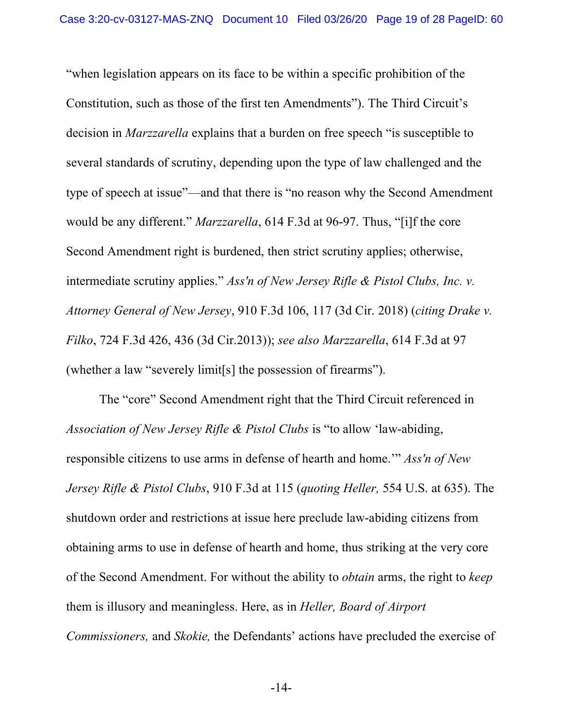"when legislation appears on its face to be within a specific prohibition of the Constitution, such as those of the first ten Amendments"). The Third Circuit's decision in *Marzzarella* explains that a burden on free speech "is susceptible to several standards of scrutiny, depending upon the type of law challenged and the type of speech at issue"—and that there is "no reason why the Second Amendment would be any different." *Marzzarella*, 614 F.3d at 96-97. Thus, "[i]f the core Second Amendment right is burdened, then strict scrutiny applies; otherwise, intermediate scrutiny applies." *Ass'n of New Jersey Rifle & Pistol Clubs, Inc. v. Attorney General of New Jersey*, 910 F.3d 106, 117 (3d Cir. 2018) (*citing Drake v. Filko*, 724 F.3d 426, 436 (3d Cir.2013)); *see also Marzzarella*, 614 F.3d at 97 (whether a law "severely limit[s] the possession of firearms").

The "core" Second Amendment right that the Third Circuit referenced in *Association of New Jersey Rifle & Pistol Clubs* is "to allow 'law-abiding, responsible citizens to use arms in defense of hearth and home.'" *Ass'n of New Jersey Rifle & Pistol Clubs*, 910 F.3d at 115 (*quoting Heller,* 554 U.S. at 635). The shutdown order and restrictions at issue here preclude law-abiding citizens from obtaining arms to use in defense of hearth and home, thus striking at the very core of the Second Amendment. For without the ability to *obtain* arms, the right to *keep* them is illusory and meaningless. Here, as in *Heller, Board of Airport Commissioners,* and *Skokie,* the Defendants' actions have precluded the exercise of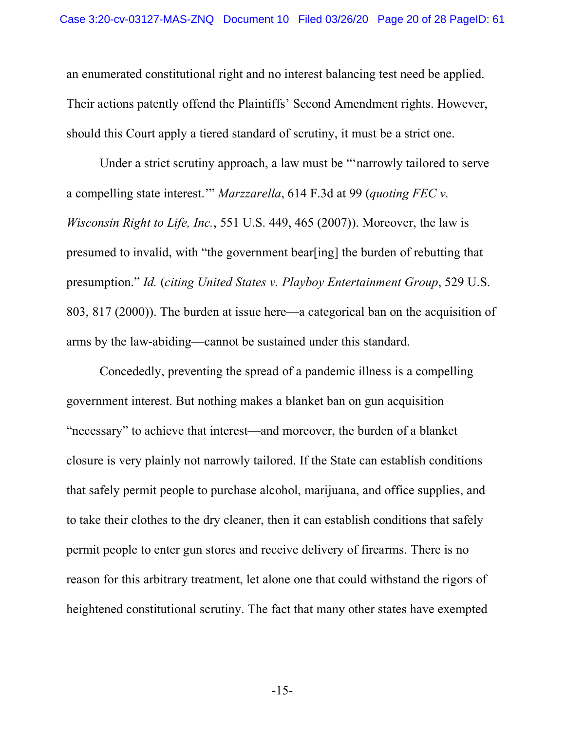an enumerated constitutional right and no interest balancing test need be applied. Their actions patently offend the Plaintiffs' Second Amendment rights. However, should this Court apply a tiered standard of scrutiny, it must be a strict one.

Under a strict scrutiny approach, a law must be "'narrowly tailored to serve a compelling state interest.'" *Marzzarella*, 614 F.3d at 99 (*quoting FEC v. Wisconsin Right to Life, Inc.*, 551 U.S. 449, 465 (2007)). Moreover, the law is presumed to invalid, with "the government bear[ing] the burden of rebutting that presumption." *Id.* (*citing United States v. Playboy Entertainment Group*, 529 U.S. 803, 817 (2000)). The burden at issue here—a categorical ban on the acquisition of arms by the law-abiding—cannot be sustained under this standard.

Concededly, preventing the spread of a pandemic illness is a compelling government interest. But nothing makes a blanket ban on gun acquisition "necessary" to achieve that interest—and moreover, the burden of a blanket closure is very plainly not narrowly tailored. If the State can establish conditions that safely permit people to purchase alcohol, marijuana, and office supplies, and to take their clothes to the dry cleaner, then it can establish conditions that safely permit people to enter gun stores and receive delivery of firearms. There is no reason for this arbitrary treatment, let alone one that could withstand the rigors of heightened constitutional scrutiny. The fact that many other states have exempted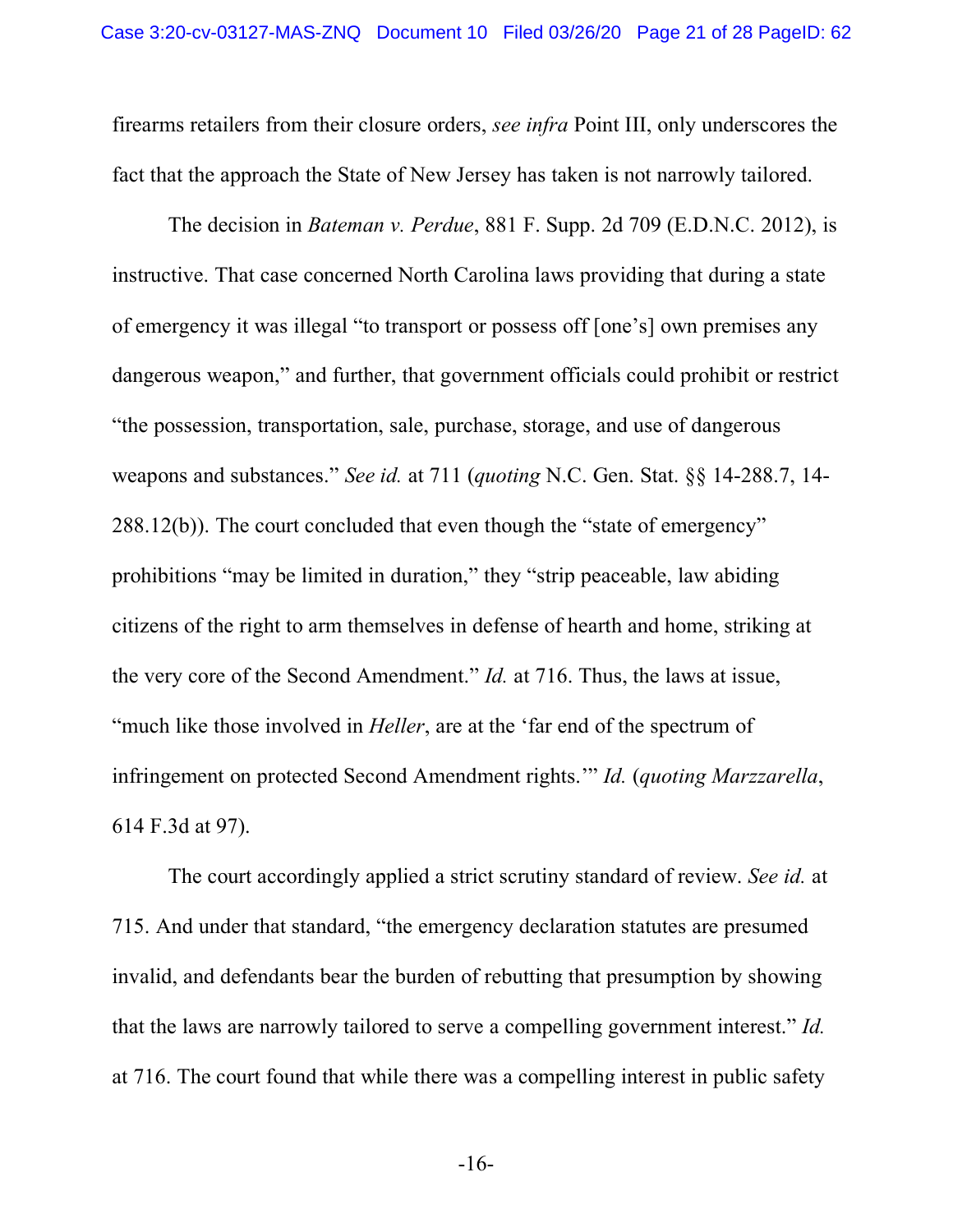firearms retailers from their closure orders, *see infra* Point III, only underscores the fact that the approach the State of New Jersey has taken is not narrowly tailored.

The decision in *Bateman v. Perdue*, 881 F. Supp. 2d 709 (E.D.N.C. 2012), is instructive. That case concerned North Carolina laws providing that during a state of emergency it was illegal "to transport or possess off [one's] own premises any dangerous weapon," and further, that government officials could prohibit or restrict "the possession, transportation, sale, purchase, storage, and use of dangerous weapons and substances." *See id.* at 711 (*quoting* N.C. Gen. Stat. §§ 14-288.7, 14-288.12(b)). The court concluded that even though the "state of emergency" prohibitions "may be limited in duration," they "strip peaceable, law abiding citizens of the right to arm themselves in defense of hearth and home, striking at the very core of the Second Amendment." *Id.* at 716. Thus, the laws at issue, "much like those involved in *Heller*, are at the 'far end of the spectrum of infringement on protected Second Amendment rights.'" *Id.* (*quoting Marzzarella*, 614 F.3d at 97).

The court accordingly applied a strict scrutiny standard of review. *See id.* at 715. And under that standard, "the emergency declaration statutes are presumed invalid, and defendants bear the burden of rebutting that presumption by showing that the laws are narrowly tailored to serve a compelling government interest." *Id.* at 716. The court found that while there was a compelling interest in public safety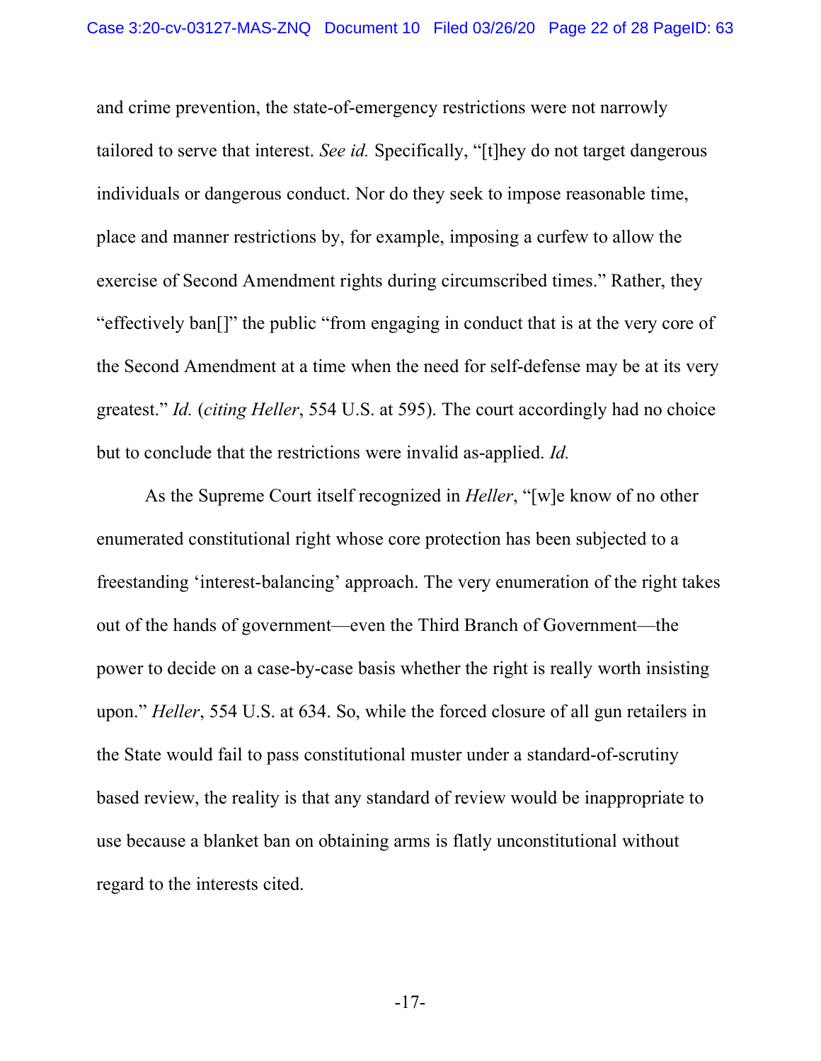and crime prevention, the state-of-emergency restrictions were not narrowly tailored to serve that interest. *See id.* Specifically, "[t]hey do not target dangerous individuals or dangerous conduct. Nor do they seek to impose reasonable time, place and manner restrictions by, for example, imposing a curfew to allow the exercise of Second Amendment rights during circumscribed times." Rather, they "effectively ban[]" the public "from engaging in conduct that is at the very core of the Second Amendment at a time when the need for self-defense may be at its very greatest." *Id.* (*citing Heller*, 554 U.S. at 595). The court accordingly had no choice but to conclude that the restrictions were invalid as-applied. *Id.*

As the Supreme Court itself recognized in *Heller*, "[w]e know of no other enumerated constitutional right whose core protection has been subjected to a freestanding 'interest-balancing' approach. The very enumeration of the right takes out of the hands of government—even the Third Branch of Government—the power to decide on a case-by-case basis whether the right is really worth insisting upon." *Heller*, 554 U.S. at 634. So, while the forced closure of all gun retailers in the State would fail to pass constitutional muster under a standard-of-scrutiny based review, the reality is that any standard of review would be inappropriate to use because a blanket ban on obtaining arms is flatly unconstitutional without regard to the interests cited.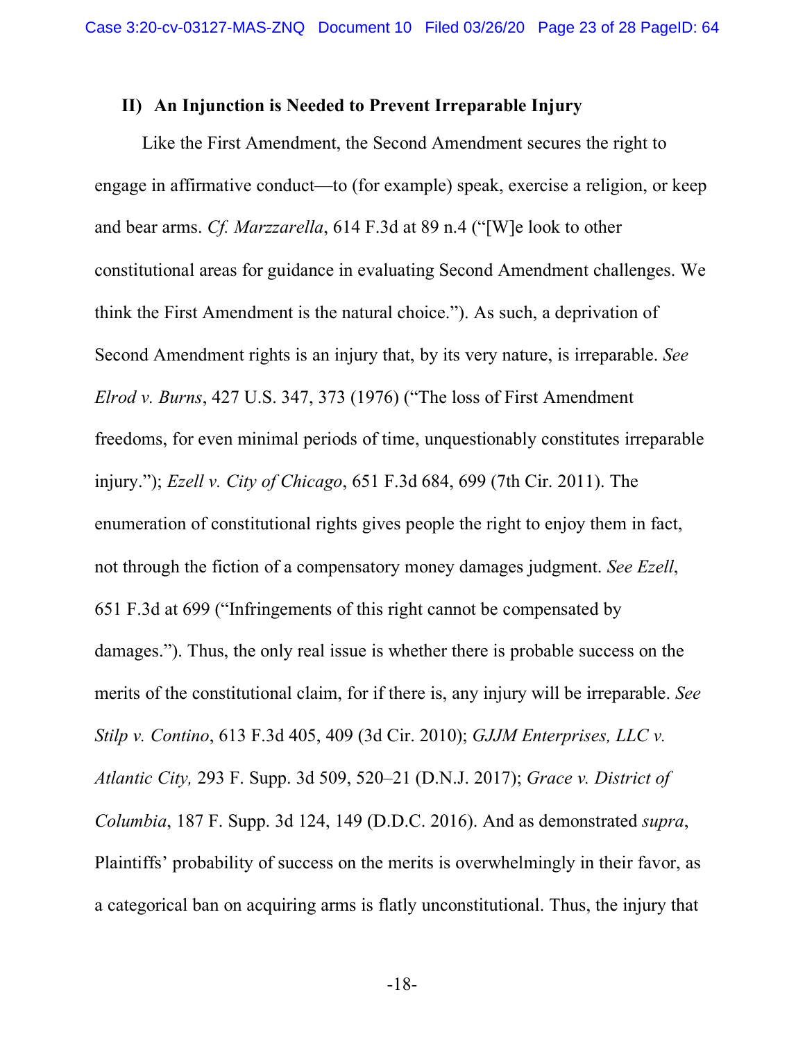## II) An Injunction is Needed to Prevent Irreparable Injury

Like the First Amendment, the Second Amendment secures the right to engage in affirmative conduct—to (for example) speak, exercise a religion, or keep and bear arms. *Cf. Marzzarella*, 614 F.3d at 89 n.4 ("[W]e look to other constitutional areas for guidance in evaluating Second Amendment challenges. We think the First Amendment is the natural choice."). As such, a deprivation of Second Amendment rights is an injury that, by its very nature, is irreparable. *See Elrod v. Burns*, 427 U.S. 347, 373 (1976) ("The loss of First Amendment freedoms, for even minimal periods of time, unquestionably constitutes irreparable injury."); *Ezell v. City of Chicago*, 651 F.3d 684, 699 (7th Cir. 2011). The enumeration of constitutional rights gives people the right to enjoy them in fact, not through the fiction of a compensatory money damages judgment. *See Ezell*, 651 F.3d at 699 ("Infringements of this right cannot be compensated by damages."). Thus, the only real issue is whether there is probable success on the merits of the constitutional claim, for if there is, any injury will be irreparable. *See Stilp v. Contino*, 613 F.3d 405, 409 (3d Cir. 2010); *GJJM Enterprises, LLC v. Atlantic City,* 293 F. Supp. 3d 509, 520–21 (D.N.J. 2017); *Grace v. District of Columbia*, 187 F. Supp. 3d 124, 149 (D.D.C. 2016). And as demonstrated *supra*, Plaintiffs' probability of success on the merits is overwhelmingly in their favor, as a categorical ban on acquiring arms is flatly unconstitutional. Thus, the injury that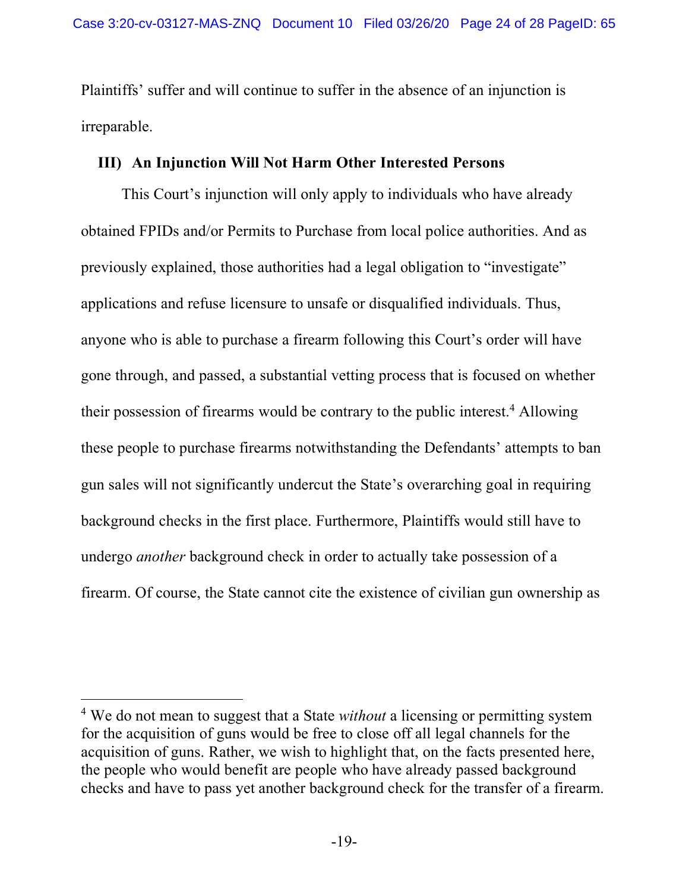Plaintiffs' suffer and will continue to suffer in the absence of an injunction is irreparable.

## III) An Injunction Will Not Harm Other Interested Persons

This Court's injunction will only apply to individuals who have already obtained FPIDs and/or Permits to Purchase from local police authorities. And as previously explained, those authorities had a legal obligation to "investigate" applications and refuse licensure to unsafe or disqualified individuals. Thus, anyone who is able to purchase a firearm following this Court's order will have gone through, and passed, a substantial vetting process that is focused on whether their possession of firearms would be contrary to the public interest.[4] Allowing these people to purchase firearms notwithstanding the Defendants' attempts to ban gun sales will not significantly undercut the State's overarching goal in requiring background checks in the first place. Furthermore, Plaintiffs would still have to undergo *another* background check in order to actually take possession of a firearm. Of course, the State cannot cite the existence of civilian gun ownership as

---

[4] We do not mean to suggest that a State *without* a licensing or permitting system for the acquisition of guns would be free to close off all legal channels for the acquisition of guns. Rather, we wish to highlight that, on the facts presented here, the people who would benefit are people who have already passed background checks and have to pass yet another background check for the transfer of a firearm.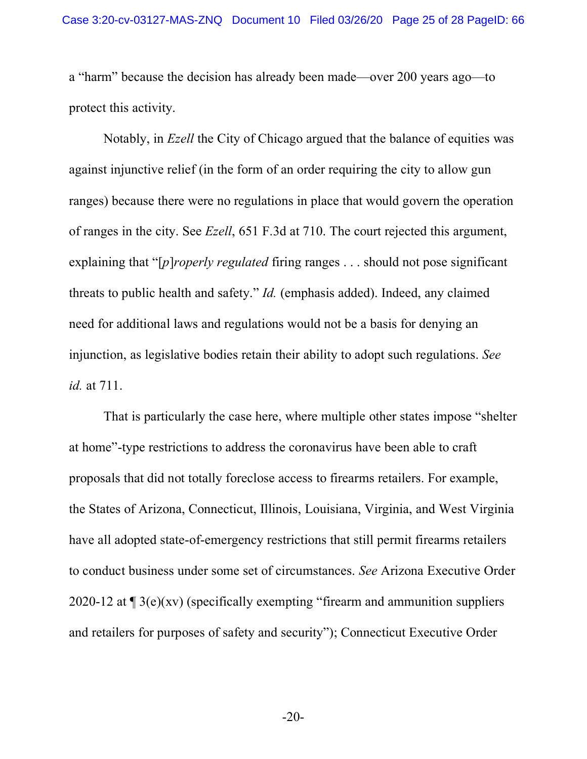a "harm" because the decision has already been made—over 200 years ago—to protect this activity.

Notably, in *Ezell* the City of Chicago argued that the balance of equities was against injunctive relief (in the form of an order requiring the city to allow gun ranges) because there were no regulations in place that would govern the operation of ranges in the city. See *Ezell*, 651 F.3d at 710. The court rejected this argument, explaining that "[*p*]*roperly regulated* firing ranges . . . should not pose significant threats to public health and safety." *Id.* (emphasis added). Indeed, any claimed need for additional laws and regulations would not be a basis for denying an injunction, as legislative bodies retain their ability to adopt such regulations. *See id.* at 711.

That is particularly the case here, where multiple other states impose "shelter at home"-type restrictions to address the coronavirus have been able to craft proposals that did not totally foreclose access to firearms retailers. For example, the States of Arizona, Connecticut, Illinois, Louisiana, Virginia, and West Virginia have all adopted state-of-emergency restrictions that still permit firearms retailers to conduct business under some set of circumstances. *See* Arizona Executive Order 2020-12 at ¶ 3(e)(xv) (specifically exempting "firearm and ammunition suppliers and retailers for purposes of safety and security"); Connecticut Executive Order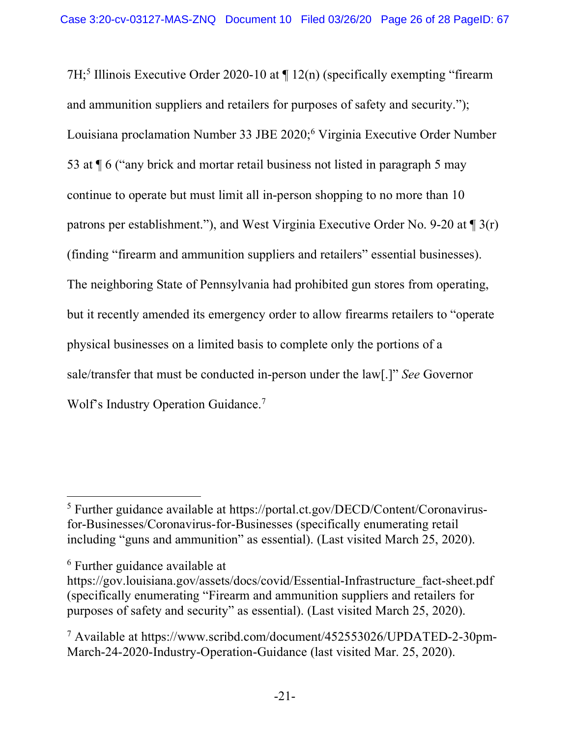7H;[5] Illinois Executive Order 2020-10 at ¶ 12(n) (specifically exempting "firearm and ammunition suppliers and retailers for purposes of safety and security."); Louisiana proclamation Number 33 JBE 2020;[6] Virginia Executive Order Number 53 at ¶ 6 ("any brick and mortar retail business not listed in paragraph 5 may continue to operate but must limit all in-person shopping to no more than 10 patrons per establishment."), and West Virginia Executive Order No. 9-20 at ¶ 3(r) (finding "firearm and ammunition suppliers and retailers" essential businesses). The neighboring State of Pennsylvania had prohibited gun stores from operating, but it recently amended its emergency order to allow firearms retailers to "operate physical businesses on a limited basis to complete only the portions of a sale/transfer that must be conducted in-person under the law[.]" *See* Governor Wolf's Industry Operation Guidance.[7]

---

[5] Further guidance available at https://portal.ct.gov/DECD/Content/Coronavirus-for-Businesses/Coronavirus-for-Businesses (specifically enumerating retail including "guns and ammunition" as essential). (Last visited March 25, 2020).

[6] Further guidance available at https://gov.louisiana.gov/assets/docs/covid/Essential-Infrastructure_fact-sheet.pdf (specifically enumerating "Firearm and ammunition suppliers and retailers for purposes of safety and security" as essential). (Last visited March 25, 2020).

[7] Available at https://www.scribd.com/document/452553026/UPDATED-2-30pm-March-24-2020-Industry-Operation-Guidance (last visited Mar. 25, 2020).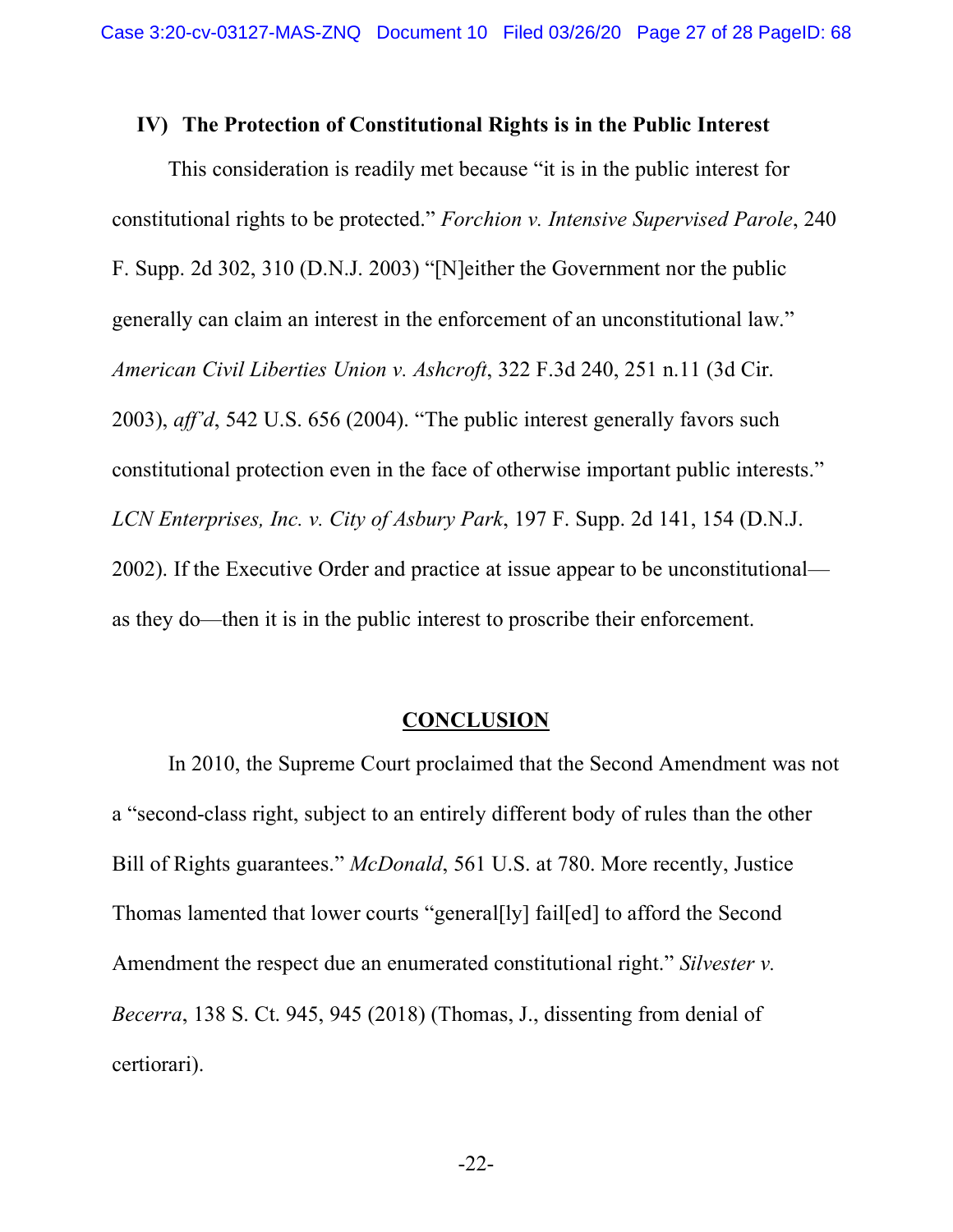### IV) The Protection of Constitutional Rights is in the Public Interest

This consideration is readily met because "it is in the public interest for constitutional rights to be protected." *Forchion v. Intensive Supervised Parole*, 240 F. Supp. 2d 302, 310 (D.N.J. 2003) "[N]either the Government nor the public generally can claim an interest in the enforcement of an unconstitutional law." *American Civil Liberties Union v. Ashcroft*, 322 F.3d 240, 251 n.11 (3d Cir. 2003), *aff'd*, 542 U.S. 656 (2004). "The public interest generally favors such constitutional protection even in the face of otherwise important public interests." *LCN Enterprises, Inc. v. City of Asbury Park*, 197 F. Supp. 2d 141, 154 (D.N.J. 2002). If the Executive Order and practice at issue appear to be unconstitutional—as they do—then it is in the public interest to proscribe their enforcement.

## CONCLUSION

In 2010, the Supreme Court proclaimed that the Second Amendment was not a "second-class right, subject to an entirely different body of rules than the other Bill of Rights guarantees." *McDonald*, 561 U.S. at 780. More recently, Justice Thomas lamented that lower courts "general[ly] fail[ed] to afford the Second Amendment the respect due an enumerated constitutional right." *Silvester v. Becerra*, 138 S. Ct. 945, 945 (2018) (Thomas, J., dissenting from denial of certiorari).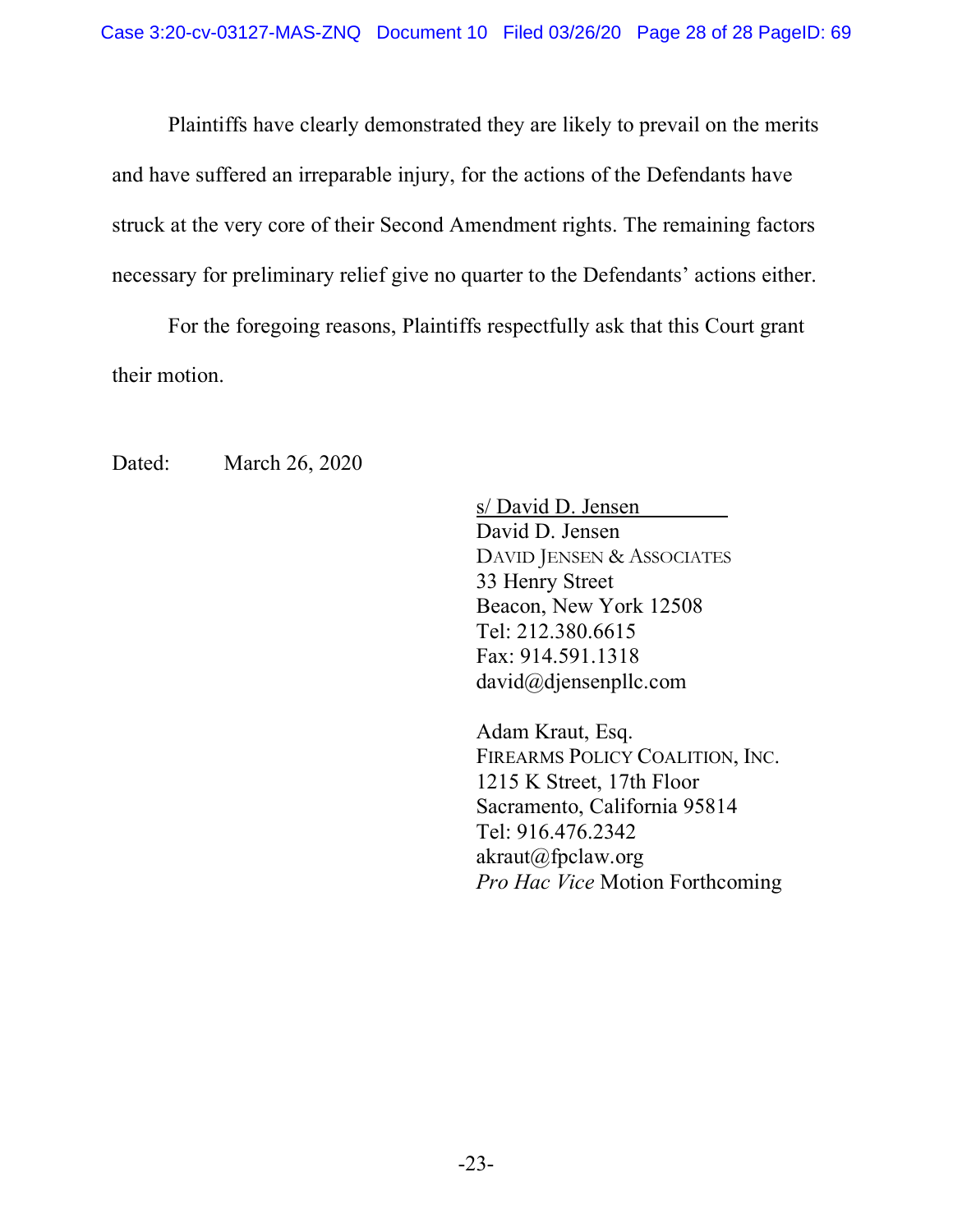Plaintiffs have clearly demonstrated they are likely to prevail on the merits and have suffered an irreparable injury, for the actions of the Defendants have struck at the very core of their Second Amendment rights. The remaining factors necessary for preliminary relief give no quarter to the Defendants' actions either.

For the foregoing reasons, Plaintiffs respectfully ask that this Court grant their motion.

Dated: March 26, 2020

s/ David D. Jensen
David D. Jensen
DAVID JENSEN & ASSOCIATES
33 Henry Street
Beacon, New York 12508
Tel: 212.380.6615
Fax: 914.591.1318
david@djensenpllc.com

Adam Kraut, Esq.
FIREARMS POLICY COALITION, INC.
1215 K Street, 17th Floor
Sacramento, California 95814
Tel: 916.476.2342
akraut@fpclaw.org
*Pro Hac Vice* Motion Forthcoming